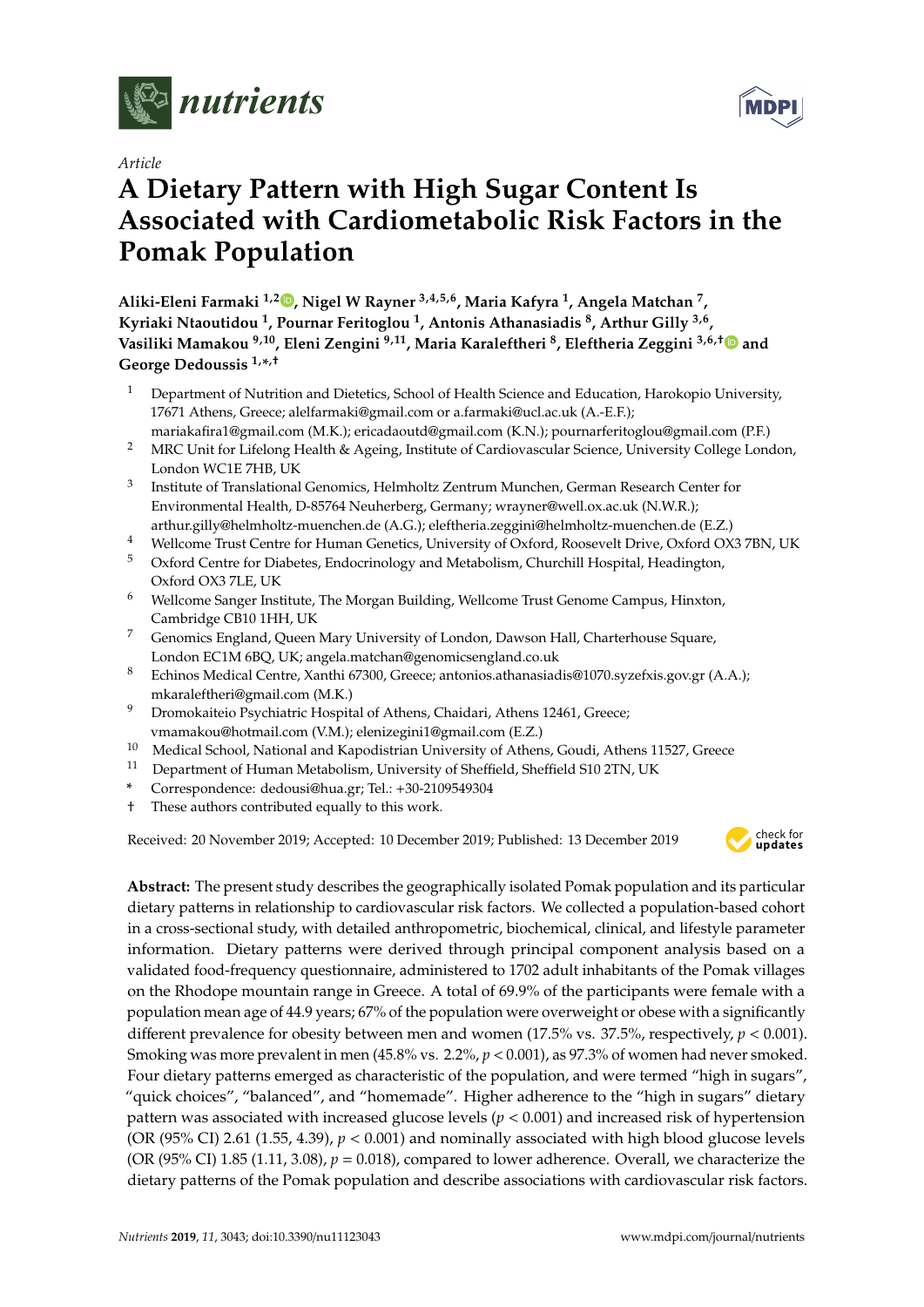*Article*

# A Dietary Pattern with High Sugar Content Is Associated with Cardiometabolic Risk Factors in the Pomak Population

**Aliki-Eleni Farmaki [1,2], Nigel W Rayner [3,4,5,6], Maria Kafyra [1], Angela Matchan [7], Kyriaki Ntaoutidou [1], Pournar Feritoglou [1], Antonis Athanasiadis [8], Arthur Gilly [3,6], Vasiliki Mamakou [9,10], Eleni Zengini [9,11], Maria Karaleftheri [8], Eleftheria Zeggini [3,6,†] and George Dedoussis [1,*,†]**

1. Department of Nutrition and Dietetics, School of Health Science and Education, Harokopio University, 17671 Athens, Greece; alelfarmaki@gmail.com or a.farmaki@ucl.ac.uk (A.-E.F.); mariakafira1@gmail.com (M.K.); ericadaoutd@gmail.com (K.N.); pournarferitoglou@gmail.com (P.F.)
2. MRC Unit for Lifelong Health & Ageing, Institute of Cardiovascular Science, University College London, London WC1E 7HB, UK
3. Institute of Translational Genomics, Helmholtz Zentrum Munchen, German Research Center for Environmental Health, D-85764 Neuherberg, Germany; wrayner@well.ox.ac.uk (N.W.R.); arthur.gilly@helmholtz-muenchen.de (A.G.); eleftheria.zeggini@helmholtz-muenchen.de (E.Z.)
4. Wellcome Trust Centre for Human Genetics, University of Oxford, Roosevelt Drive, Oxford OX3 7BN, UK
5. Oxford Centre for Diabetes, Endocrinology and Metabolism, Churchill Hospital, Headington, Oxford OX3 7LE, UK
6. Wellcome Sanger Institute, The Morgan Building, Wellcome Trust Genome Campus, Hinxton, Cambridge CB10 1HH, UK
7. Genomics England, Queen Mary University of London, Dawson Hall, Charterhouse Square, London EC1M 6BQ, UK; angela.matchan@genomicsengland.co.uk
8. Echinos Medical Centre, Xanthi 67300, Greece; antonios.athanasiadis@1070.syzefxis.gov.gr (A.A.); mkaraleftheri@gmail.com (M.K.)
9. Dromokaiteio Psychiatric Hospital of Athens, Chaidari, Athens 12461, Greece; vmamakou@hotmail.com (V.M.); elenizegini1@gmail.com (E.Z.)
10. Medical School, National and Kapodistrian University of Athens, Goudi, Athens 11527, Greece
11. Department of Human Metabolism, University of Sheffield, Sheffield S10 2TN, UK

\* Correspondence: dedousi@hua.gr; Tel.: +30-2109549304

† These authors contributed equally to this work.

Received: 20 November 2019; Accepted: 10 December 2019; Published: 13 December 2019

**Abstract:** The present study describes the geographically isolated Pomak population and its particular dietary patterns in relationship to cardiovascular risk factors. We collected a population-based cohort in a cross-sectional study, with detailed anthropometric, biochemical, clinical, and lifestyle parameter information. Dietary patterns were derived through principal component analysis based on a validated food-frequency questionnaire, administered to 1702 adult inhabitants of the Pomak villages on the Rhodope mountain range in Greece. A total of 69.9% of the participants were female with a population mean age of 44.9 years; 67% of the population were overweight or obese with a significantly different prevalence for obesity between men and women (17.5% vs. 37.5%, respectively, $p < 0.001$). Smoking was more prevalent in men (45.8% vs. 2.2%, $p < 0.001$), as 97.3% of women had never smoked. Four dietary patterns emerged as characteristic of the population, and were termed "high in sugars", "quick choices", "balanced", and "homemade". Higher adherence to the "high in sugars" dietary pattern was associated with increased glucose levels ($p < 0.001$) and increased risk of hypertension (OR (95% CI) 2.61 (1.55, 4.39), $p < 0.001$) and nominally associated with high blood glucose levels (OR (95% CI) 1.85 (1.11, 3.08), $p = 0.018$), compared to lower adherence. Overall, we characterize the dietary patterns of the Pomak population and describe associations with cardiovascular risk factors.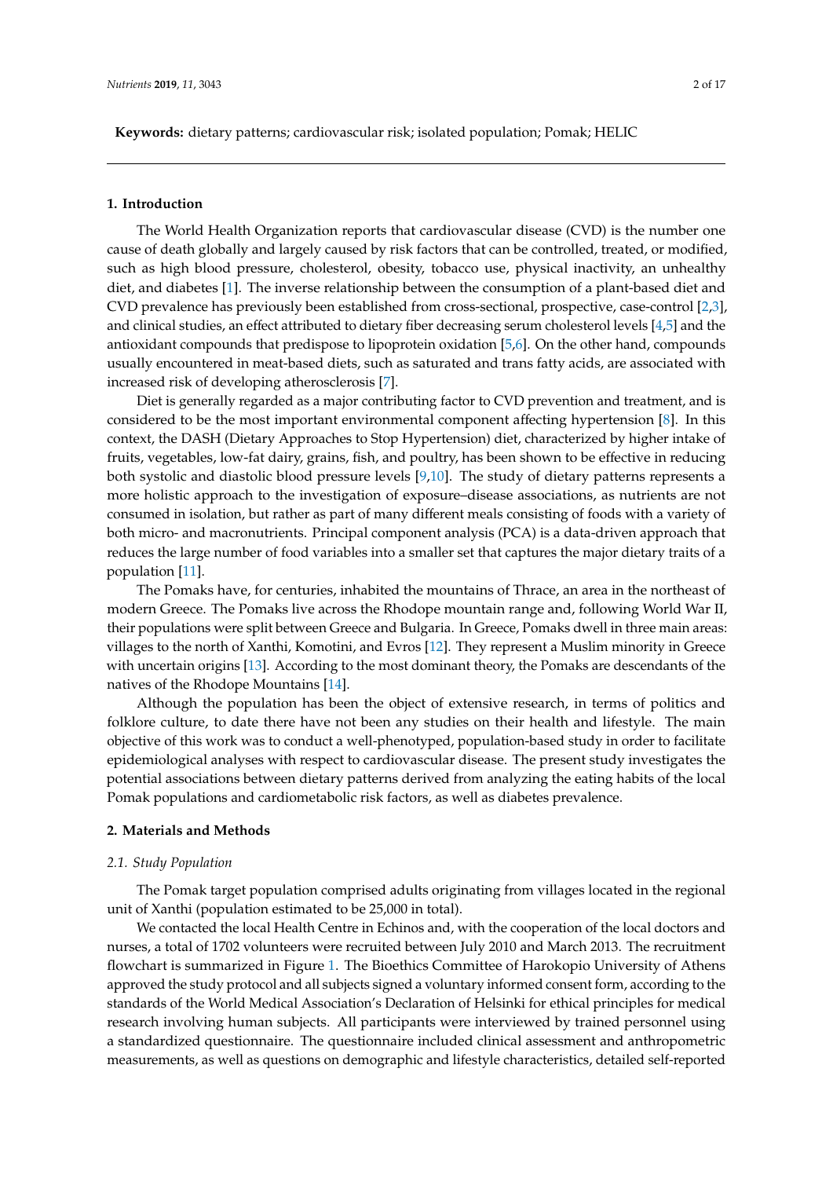**Keywords:** dietary patterns; cardiovascular risk; isolated population; Pomak; HELIC

## 1. Introduction

The World Health Organization reports that cardiovascular disease (CVD) is the number one cause of death globally and largely caused by risk factors that can be controlled, treated, or modified, such as high blood pressure, cholesterol, obesity, tobacco use, physical inactivity, an unhealthy diet, and diabetes [1]. The inverse relationship between the consumption of a plant-based diet and CVD prevalence has previously been established from cross-sectional, prospective, case-control [2,3], and clinical studies, an effect attributed to dietary fiber decreasing serum cholesterol levels [4,5] and the antioxidant compounds that predispose to lipoprotein oxidation [5,6]. On the other hand, compounds usually encountered in meat-based diets, such as saturated and trans fatty acids, are associated with increased risk of developing atherosclerosis [7].

Diet is generally regarded as a major contributing factor to CVD prevention and treatment, and is considered to be the most important environmental component affecting hypertension [8]. In this context, the DASH (Dietary Approaches to Stop Hypertension) diet, characterized by higher intake of fruits, vegetables, low-fat dairy, grains, fish, and poultry, has been shown to be effective in reducing both systolic and diastolic blood pressure levels [9,10]. The study of dietary patterns represents a more holistic approach to the investigation of exposure–disease associations, as nutrients are not consumed in isolation, but rather as part of many different meals consisting of foods with a variety of both micro- and macronutrients. Principal component analysis (PCA) is a data-driven approach that reduces the large number of food variables into a smaller set that captures the major dietary traits of a population [11].

The Pomaks have, for centuries, inhabited the mountains of Thrace, an area in the northeast of modern Greece. The Pomaks live across the Rhodope mountain range and, following World War II, their populations were split between Greece and Bulgaria. In Greece, Pomaks dwell in three main areas: villages to the north of Xanthi, Komotini, and Evros [12]. They represent a Muslim minority in Greece with uncertain origins [13]. According to the most dominant theory, the Pomaks are descendants of the natives of the Rhodope Mountains [14].

Although the population has been the object of extensive research, in terms of politics and folklore culture, to date there have not been any studies on their health and lifestyle. The main objective of this work was to conduct a well-phenotyped, population-based study in order to facilitate epidemiological analyses with respect to cardiovascular disease. The present study investigates the potential associations between dietary patterns derived from analyzing the eating habits of the local Pomak populations and cardiometabolic risk factors, as well as diabetes prevalence.

## 2. Materials and Methods

### *2.1. Study Population*

The Pomak target population comprised adults originating from villages located in the regional unit of Xanthi (population estimated to be 25,000 in total).

We contacted the local Health Centre in Echinos and, with the cooperation of the local doctors and nurses, a total of 1702 volunteers were recruited between July 2010 and March 2013. The recruitment flowchart is summarized in Figure 1. The Bioethics Committee of Harokopio University of Athens approved the study protocol and all subjects signed a voluntary informed consent form, according to the standards of the World Medical Association's Declaration of Helsinki for ethical principles for medical research involving human subjects. All participants were interviewed by trained personnel using a standardized questionnaire. The questionnaire included clinical assessment and anthropometric measurements, as well as questions on demographic and lifestyle characteristics, detailed self-reported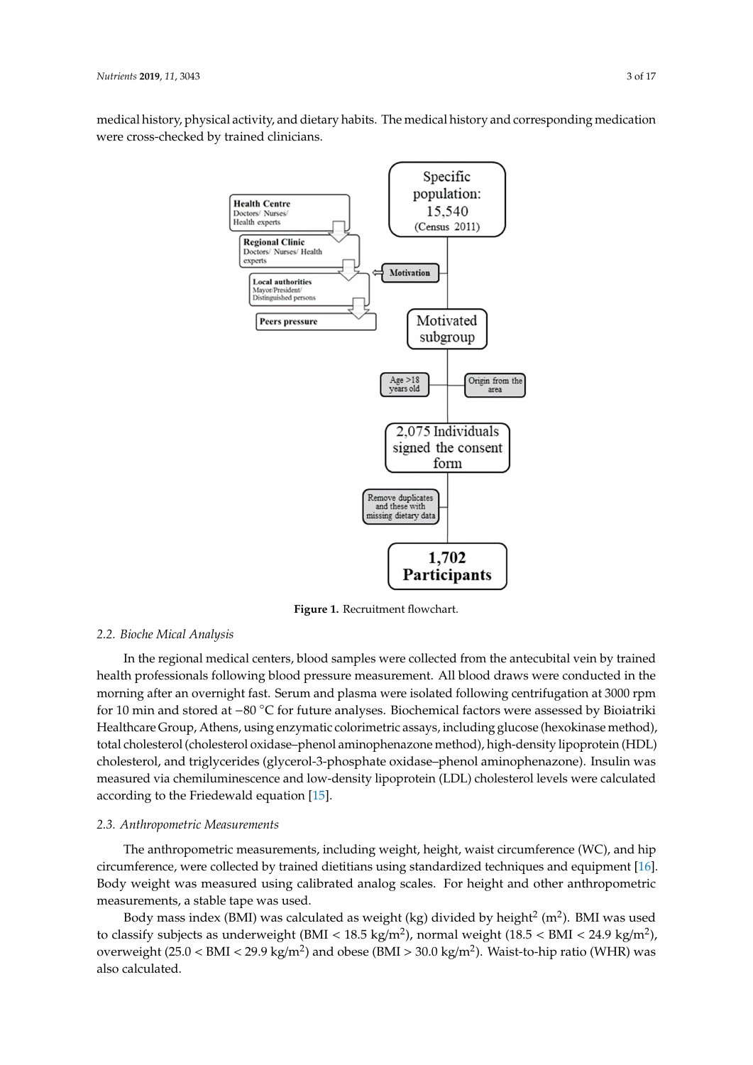medical history, physical activity, and dietary habits. The medical history and corresponding medication were cross-checked by trained clinicians.

**Figure 1.** Recruitment flowchart.

### 2.2. Bioche Mical Analysis

In the regional medical centers, blood samples were collected from the antecubital vein by trained health professionals following blood pressure measurement. All blood draws were conducted in the morning after an overnight fast. Serum and plasma were isolated following centrifugation at 3000 rpm for 10 min and stored at −80 °C for future analyses. Biochemical factors were assessed by Bioiatriki Healthcare Group, Athens, using enzymatic colorimetric assays, including glucose (hexokinase method), total cholesterol (cholesterol oxidase–phenol aminophenazone method), high-density lipoprotein (HDL) cholesterol, and triglycerides (glycerol-3-phosphate oxidase–phenol aminophenazone). Insulin was measured via chemiluminescence and low-density lipoprotein (LDL) cholesterol levels were calculated according to the Friedewald equation [15].

### 2.3. Anthropometric Measurements

The anthropometric measurements, including weight, height, waist circumference (WC), and hip circumference, were collected by trained dietitians using standardized techniques and equipment [16]. Body weight was measured using calibrated analog scales. For height and other anthropometric measurements, a stable tape was used.

Body mass index (BMI) was calculated as weight (kg) divided by height$^2$ (m$^2$). BMI was used to classify subjects as underweight (BMI < 18.5 kg/m$^2$), normal weight (18.5 < BMI < 24.9 kg/m$^2$), overweight (25.0 < BMI < 29.9 kg/m$^2$) and obese (BMI > 30.0 kg/m$^2$). Waist-to-hip ratio (WHR) was also calculated.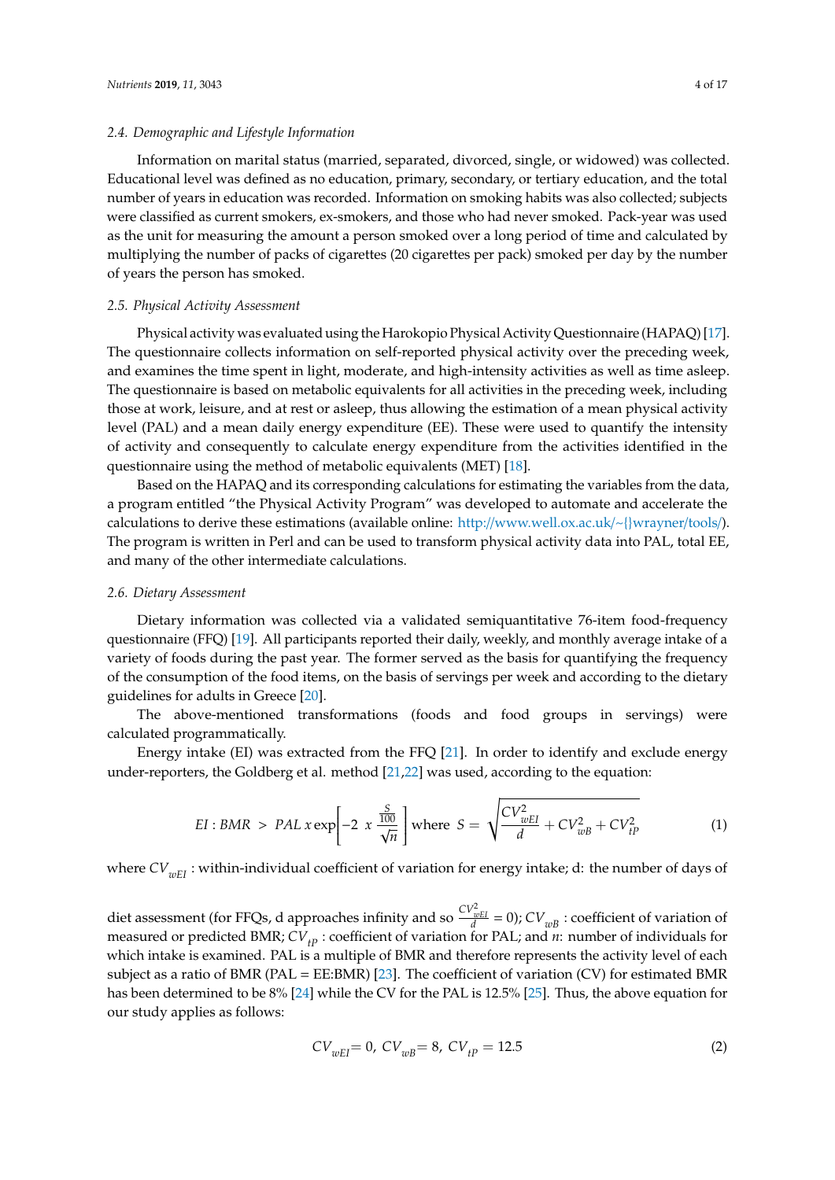### 2.4. Demographic and Lifestyle Information

Information on marital status (married, separated, divorced, single, or widowed) was collected. Educational level was defined as no education, primary, secondary, or tertiary education, and the total number of years in education was recorded. Information on smoking habits was also collected; subjects were classified as current smokers, ex-smokers, and those who had never smoked. Pack-year was used as the unit for measuring the amount a person smoked over a long period of time and calculated by multiplying the number of packs of cigarettes (20 cigarettes per pack) smoked per day by the number of years the person has smoked.

### 2.5. Physical Activity Assessment

Physical activity was evaluated using the Harokopio Physical Activity Questionnaire (HAPAQ) [17]. The questionnaire collects information on self-reported physical activity over the preceding week, and examines the time spent in light, moderate, and high-intensity activities as well as time asleep. The questionnaire is based on metabolic equivalents for all activities in the preceding week, including those at work, leisure, and at rest or asleep, thus allowing the estimation of a mean physical activity level (PAL) and a mean daily energy expenditure (EE). These were used to quantify the intensity of activity and consequently to calculate energy expenditure from the activities identified in the questionnaire using the method of metabolic equivalents (MET) [18].

Based on the HAPAQ and its corresponding calculations for estimating the variables from the data, a program entitled "the Physical Activity Program" was developed to automate and accelerate the calculations to derive these estimations (available online: http://www.well.ox.ac.uk/~{}wrayner/tools/). The program is written in Perl and can be used to transform physical activity data into PAL, total EE, and many of the other intermediate calculations.

### 2.6. Dietary Assessment

Dietary information was collected via a validated semiquantitative 76-item food-frequency questionnaire (FFQ) [19]. All participants reported their daily, weekly, and monthly average intake of a variety of foods during the past year. The former served as the basis for quantifying the frequency of the consumption of the food items, on the basis of servings per week and according to the dietary guidelines for adults in Greece [20].

The above-mentioned transformations (foods and food groups in servings) were calculated programmatically.

Energy intake (EI) was extracted from the FFQ [21]. In order to identify and exclude energy under-reporters, the Goldberg et al. method [21,22] was used, according to the equation:

$$EI : BMR \; > \; PAL \; x \exp\left[-2 \; x \; \frac{\frac{S}{100}}{\sqrt{n}}\right] \text{ where } S = \sqrt{\frac{CV_{wEI}^{2}}{d} + CV_{wB}^{2} + CV_{tP}^{2}} \quad (1)$$

where $CV_{wEI}$ : within-individual coefficient of variation for energy intake; d: the number of days of diet assessment (for FFQs, d approaches infinity and so $\frac{CV_{wEI}^2}{d} = 0$); $CV_{wB}$ : coefficient of variation of measured or predicted BMR; $CV_{tP}$ : coefficient of variation for PAL; and *n*: number of individuals for which intake is examined. PAL is a multiple of BMR and therefore represents the activity level of each subject as a ratio of BMR (PAL = EE:BMR) [23]. The coefficient of variation (CV) for estimated BMR has been determined to be 8% [24] while the CV for the PAL is 12.5% [25]. Thus, the above equation for our study applies as follows:

$$CV_{wEI} = 0, \; CV_{wB} = 8, \; CV_{tP} = 12.5 \quad (2)$$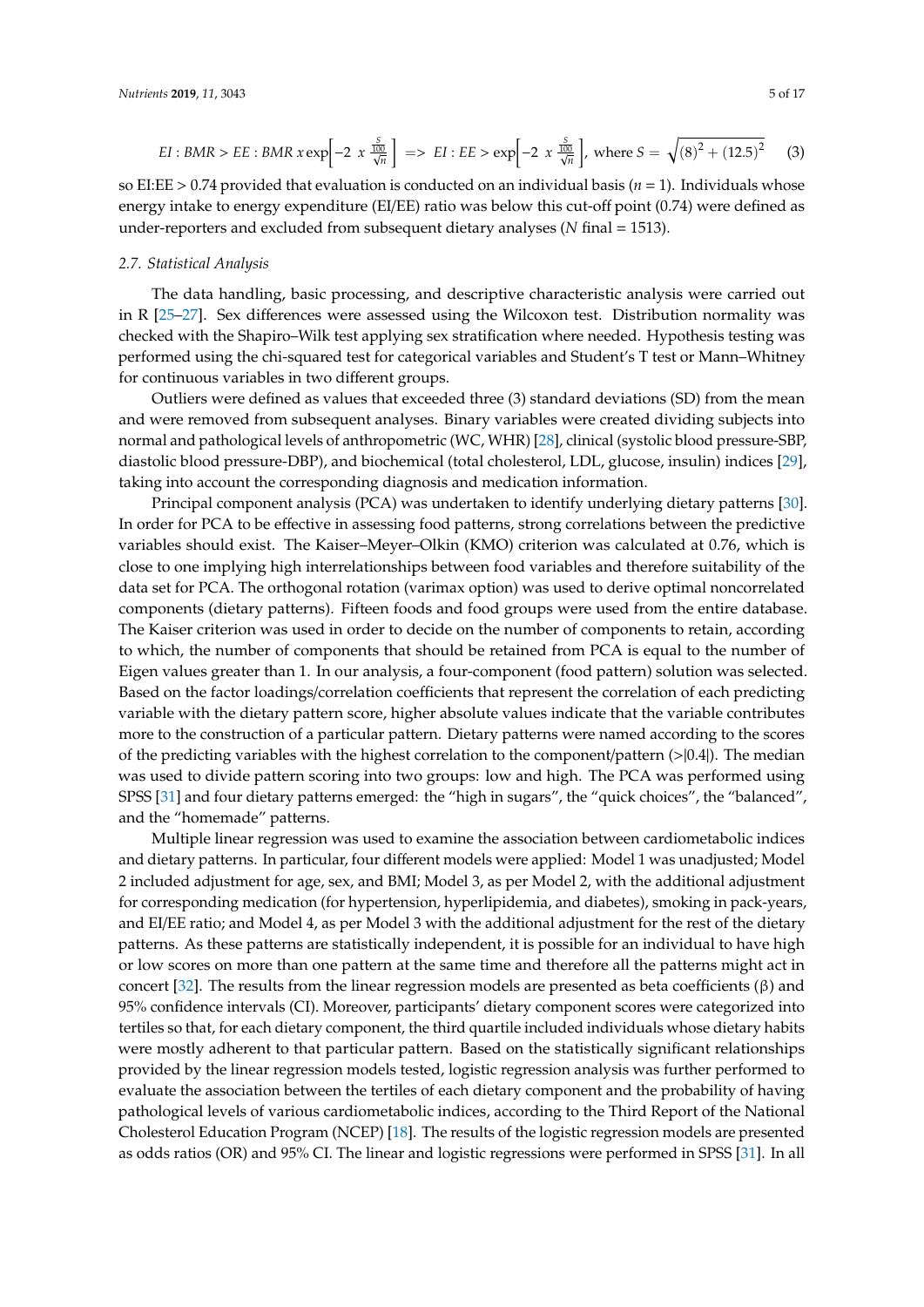$$EI : BMR > EE : BMR \, x \exp\left[-2 \; x \; \frac{\frac{S}{100}}{\sqrt{n}}\right] \; => \; EI : EE > \exp\left[-2 \; x \; \frac{\frac{S}{100}}{\sqrt{n}}\right], \text{ where } S = \sqrt{(8)^2 + (12.5)^2} \quad (3)$$

so EI:EE > 0.74 provided that evaluation is conducted on an individual basis ($n = 1$). Individuals whose energy intake to energy expenditure (EI/EE) ratio was below this cut-off point (0.74) were defined as under-reporters and excluded from subsequent dietary analyses ($N$ final = 1513).

### 2.7. Statistical Analysis

The data handling, basic processing, and descriptive characteristic analysis were carried out in R [25–27]. Sex differences were assessed using the Wilcoxon test. Distribution normality was checked with the Shapiro–Wilk test applying sex stratification where needed. Hypothesis testing was performed using the chi-squared test for categorical variables and Student's T test or Mann–Whitney for continuous variables in two different groups.

Outliers were defined as values that exceeded three (3) standard deviations (SD) from the mean and were removed from subsequent analyses. Binary variables were created dividing subjects into normal and pathological levels of anthropometric (WC, WHR) [28], clinical (systolic blood pressure-SBP, diastolic blood pressure-DBP), and biochemical (total cholesterol, LDL, glucose, insulin) indices [29], taking into account the corresponding diagnosis and medication information.

Principal component analysis (PCA) was undertaken to identify underlying dietary patterns [30]. In order for PCA to be effective in assessing food patterns, strong correlations between the predictive variables should exist. The Kaiser–Meyer–Olkin (KMO) criterion was calculated at 0.76, which is close to one implying high interrelationships between food variables and therefore suitability of the data set for PCA. The orthogonal rotation (varimax option) was used to derive optimal noncorrelated components (dietary patterns). Fifteen foods and food groups were used from the entire database. The Kaiser criterion was used in order to decide on the number of components to retain, according to which, the number of components that should be retained from PCA is equal to the number of Eigen values greater than 1. In our analysis, a four-component (food pattern) solution was selected. Based on the factor loadings/correlation coefficients that represent the correlation of each predicting variable with the dietary pattern score, higher absolute values indicate that the variable contributes more to the construction of a particular pattern. Dietary patterns were named according to the scores of the predicting variables with the highest correlation to the component/pattern (>|0.4|). The median was used to divide pattern scoring into two groups: low and high. The PCA was performed using SPSS [31] and four dietary patterns emerged: the "high in sugars", the "quick choices", the "balanced", and the "homemade" patterns.

Multiple linear regression was used to examine the association between cardiometabolic indices and dietary patterns. In particular, four different models were applied: Model 1 was unadjusted; Model 2 included adjustment for age, sex, and BMI; Model 3, as per Model 2, with the additional adjustment for corresponding medication (for hypertension, hyperlipidemia, and diabetes), smoking in pack-years, and EI/EE ratio; and Model 4, as per Model 3 with the additional adjustment for the rest of the dietary patterns. As these patterns are statistically independent, it is possible for an individual to have high or low scores on more than one pattern at the same time and therefore all the patterns might act in concert [32]. The results from the linear regression models are presented as beta coefficients (β) and 95% confidence intervals (CI). Moreover, participants' dietary component scores were categorized into tertiles so that, for each dietary component, the third quartile included individuals whose dietary habits were mostly adherent to that particular pattern. Based on the statistically significant relationships provided by the linear regression models tested, logistic regression analysis was further performed to evaluate the association between the tertiles of each dietary component and the probability of having pathological levels of various cardiometabolic indices, according to the Third Report of the National Cholesterol Education Program (NCEP) [18]. The results of the logistic regression models are presented as odds ratios (OR) and 95% CI. The linear and logistic regressions were performed in SPSS [31]. In all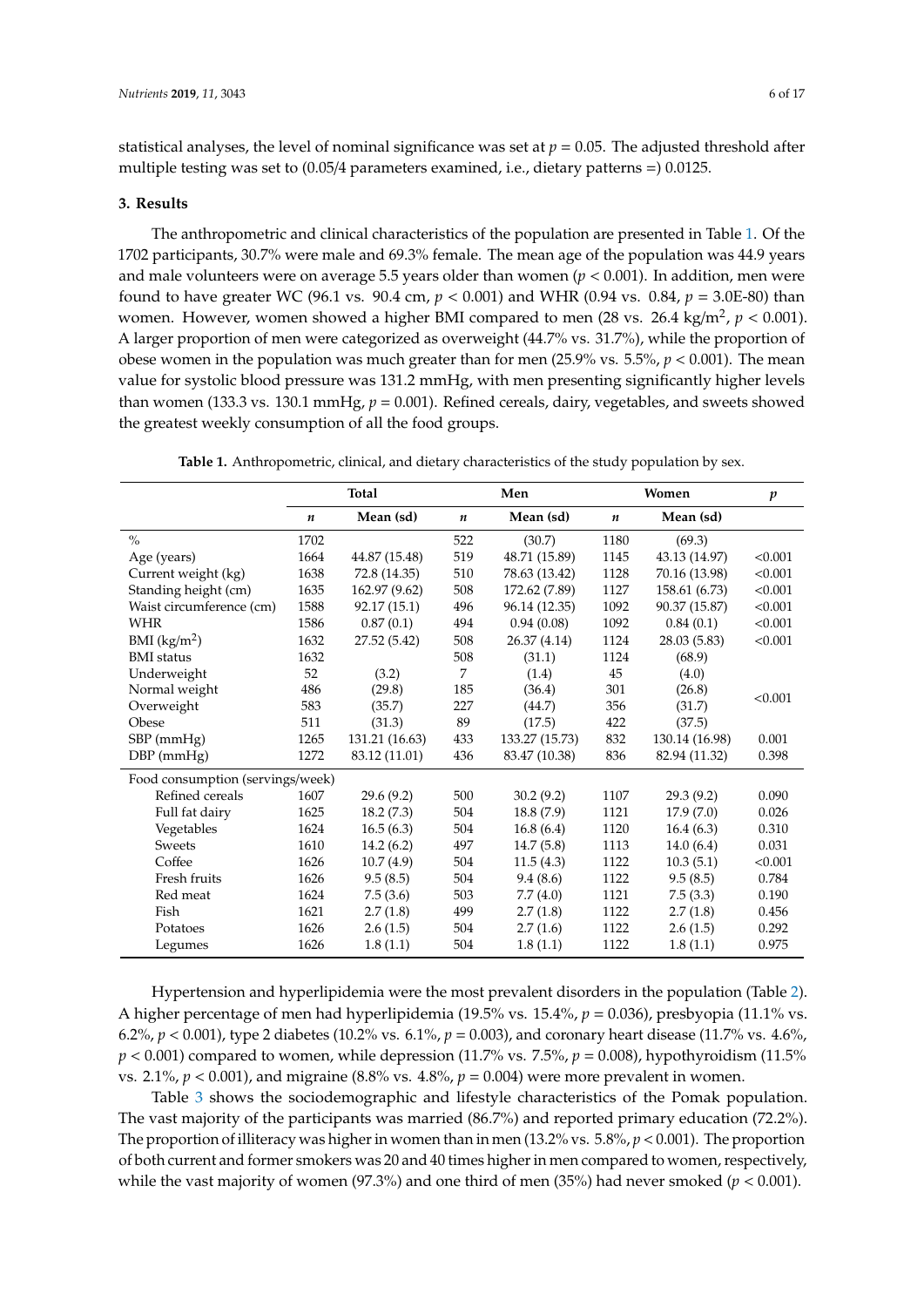statistical analyses, the level of nominal significance was set at $p = 0.05$. The adjusted threshold after multiple testing was set to (0.05/4 parameters examined, i.e., dietary patterns =) 0.0125.

## 3. Results

The anthropometric and clinical characteristics of the population are presented in Table 1. Of the 1702 participants, 30.7% were male and 69.3% female. The mean age of the population was 44.9 years and male volunteers were on average 5.5 years older than women ($p < 0.001$). In addition, men were found to have greater WC (96.1 vs. 90.4 cm, $p < 0.001$) and WHR (0.94 vs. 0.84, $p$ = 3.0E-80) than women. However, women showed a higher BMI compared to men (28 vs. 26.4 kg/m$^2$, $p < 0.001$). A larger proportion of men were categorized as overweight (44.7% vs. 31.7%), while the proportion of obese women in the population was much greater than for men (25.9% vs. 5.5%, $p < 0.001$). The mean value for systolic blood pressure was 131.2 mmHg, with men presenting significantly higher levels than women (133.3 vs. 130.1 mmHg, $p = 0.001$). Refined cereals, dairy, vegetables, and sweets showed the greatest weekly consumption of all the food groups.

**Table 1.** Anthropometric, clinical, and dietary characteristics of the study population by sex.

| | Total | | Men | | Women | | *p* |
|---|---|---|---|---|---|---|---|
| | *n* | Mean (sd) | *n* | Mean (sd) | *n* | Mean (sd) | |
| % | 1702 | | 522 | (30.7) | 1180 | (69.3) | |
| Age (years) | 1664 | 44.87 (15.48) | 519 | 48.71 (15.89) | 1145 | 43.13 (14.97) | <0.001 |
| Current weight (kg) | 1638 | 72.8 (14.35) | 510 | 78.63 (13.42) | 1128 | 70.16 (13.98) | <0.001 |
| Standing height (cm) | 1635 | 162.97 (9.62) | 508 | 172.62 (7.89) | 1127 | 158.61 (6.73) | <0.001 |
| Waist circumference (cm) | 1588 | 92.17 (15.1) | 496 | 96.14 (12.35) | 1092 | 90.37 (15.87) | <0.001 |
| WHR | 1586 | 0.87 (0.1) | 494 | 0.94 (0.08) | 1092 | 0.84 (0.1) | <0.001 |
| BMI (kg/m$^2$) | 1632 | 27.52 (5.42) | 508 | 26.37 (4.14) | 1124 | 28.03 (5.83) | <0.001 |
| BMI status | 1632 | | 508 | (31.1) | 1124 | (68.9) | |
| Underweight | 52 | (3.2) | 7 | (1.4) | 45 | (4.0) | <0.001 |
| Normal weight | 486 | (29.8) | 185 | (36.4) | 301 | (26.8) | |
| Overweight | 583 | (35.7) | 227 | (44.7) | 356 | (31.7) | |
| Obese | 511 | (31.3) | 89 | (17.5) | 422 | (37.5) | |
| SBP (mmHg) | 1265 | 131.21 (16.63) | 433 | 133.27 (15.73) | 832 | 130.14 (16.98) | 0.001 |
| DBP (mmHg) | 1272 | 83.12 (11.01) | 436 | 83.47 (10.38) | 836 | 82.94 (11.32) | 0.398 |
| Food consumption (servings/week) | | | | | | | |
| Refined cereals | 1607 | 29.6 (9.2) | 500 | 30.2 (9.2) | 1107 | 29.3 (9.2) | 0.090 |
| Full fat dairy | 1625 | 18.2 (7.3) | 504 | 18.8 (7.9) | 1121 | 17.9 (7.0) | 0.026 |
| Vegetables | 1624 | 16.5 (6.3) | 504 | 16.8 (6.4) | 1120 | 16.4 (6.3) | 0.310 |
| Sweets | 1610 | 14.2 (6.2) | 497 | 14.7 (5.8) | 1113 | 14.0 (6.4) | 0.031 |
| Coffee | 1626 | 10.7 (4.9) | 504 | 11.5 (4.3) | 1122 | 10.3 (5.1) | <0.001 |
| Fresh fruits | 1626 | 9.5 (8.5) | 504 | 9.4 (8.6) | 1122 | 9.5 (8.5) | 0.784 |
| Red meat | 1624 | 7.5 (3.6) | 503 | 7.7 (4.0) | 1121 | 7.5 (3.3) | 0.190 |
| Fish | 1621 | 2.7 (1.8) | 499 | 2.7 (1.8) | 1122 | 2.7 (1.8) | 0.456 |
| Potatoes | 1626 | 2.6 (1.5) | 504 | 2.7 (1.6) | 1122 | 2.6 (1.5) | 0.292 |
| Legumes | 1626 | 1.8 (1.1) | 504 | 1.8 (1.1) | 1122 | 1.8 (1.1) | 0.975 |

Hypertension and hyperlipidemia were the most prevalent disorders in the population (Table 2). A higher percentage of men had hyperlipidemia (19.5% vs. 15.4%, $p = 0.036$), presbyopia (11.1% vs. 6.2%, $p < 0.001$), type 2 diabetes (10.2% vs. 6.1%, $p = 0.003$), and coronary heart disease (11.7% vs. 4.6%, $p < 0.001$) compared to women, while depression (11.7% vs. 7.5%, $p = 0.008$), hypothyroidism (11.5% vs. 2.1%, $p < 0.001$), and migraine (8.8% vs. 4.8%, $p = 0.004$) were more prevalent in women.

Table 3 shows the sociodemographic and lifestyle characteristics of the Pomak population. The vast majority of the participants was married (86.7%) and reported primary education (72.2%). The proportion of illiteracy was higher in women than in men (13.2% vs. 5.8%, $p < 0.001$). The proportion of both current and former smokers was 20 and 40 times higher in men compared to women, respectively, while the vast majority of women (97.3%) and one third of men (35%) had never smoked ($p < 0.001$).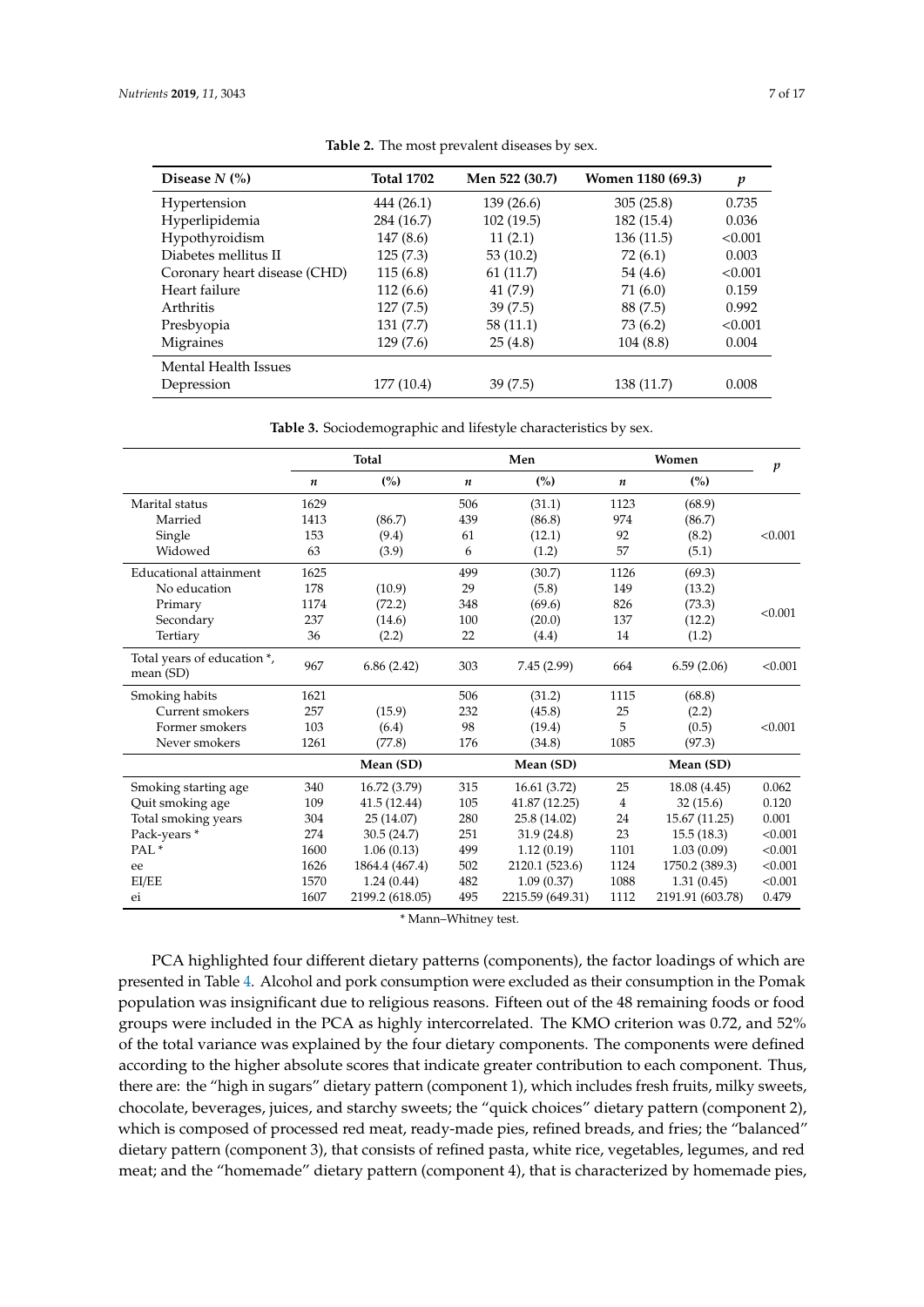**Table 2.** The most prevalent diseases by sex.

| Disease *N* (%) | Total 1702 | Men 522 (30.7) | Women 1180 (69.3) | *p* |
|---|---|---|---|---|
| Hypertension | 444 (26.1) | 139 (26.6) | 305 (25.8) | 0.735 |
| Hyperlipidemia | 284 (16.7) | 102 (19.5) | 182 (15.4) | 0.036 |
| Hypothyroidism | 147 (8.6) | 11 (2.1) | 136 (11.5) | <0.001 |
| Diabetes mellitus II | 125 (7.3) | 53 (10.2) | 72 (6.1) | 0.003 |
| Coronary heart disease (CHD) | 115 (6.8) | 61 (11.7) | 54 (4.6) | <0.001 |
| Heart failure | 112 (6.6) | 41 (7.9) | 71 (6.0) | 0.159 |
| Arthritis | 127 (7.5) | 39 (7.5) | 88 (7.5) | 0.992 |
| Presbyopia | 131 (7.7) | 58 (11.1) | 73 (6.2) | <0.001 |
| Migraines | 129 (7.6) | 25 (4.8) | 104 (8.8) | 0.004 |
| Mental Health Issues | | | | |
| Depression | 177 (10.4) | 39 (7.5) | 138 (11.7) | 0.008 |

**Table 3.** Sociodemographic and lifestyle characteristics by sex.

| | Total | | Men | | Women | | *p* |
|---|---|---|---|---|---|---|---|
| | *n* | (%) | *n* | (%) | *n* | (%) | |
| Marital status | 1629 | | 506 | (31.1) | 1123 | (68.9) | |
| Married | 1413 | (86.7) | 439 | (86.8) | 974 | (86.7) | |
| Single | 153 | (9.4) | 61 | (12.1) | 92 | (8.2) | <0.001 |
| Widowed | 63 | (3.9) | 6 | (1.2) | 57 | (5.1) | |
| Educational attainment | 1625 | | 499 | (30.7) | 1126 | (69.3) | |
| No education | 178 | (10.9) | 29 | (5.8) | 149 | (13.2) | |
| Primary | 1174 | (72.2) | 348 | (69.6) | 826 | (73.3) | <0.001 |
| Secondary | 237 | (14.6) | 100 | (20.0) | 137 | (12.2) | |
| Tertiary | 36 | (2.2) | 22 | (4.4) | 14 | (1.2) | |
| Total years of education *, mean (SD) | 967 | 6.86 (2.42) | 303 | 7.45 (2.99) | 664 | 6.59 (2.06) | <0.001 |
| Smoking habits | 1621 | | 506 | (31.2) | 1115 | (68.8) | |
| Current smokers | 257 | (15.9) | 232 | (45.8) | 25 | (2.2) | |
| Former smokers | 103 | (6.4) | 98 | (19.4) | 5 | (0.5) | <0.001 |
| Never smokers | 1261 | (77.8) | 176 | (34.8) | 1085 | (97.3) | |
| | | Mean (SD) | | Mean (SD) | | Mean (SD) | |
| Smoking starting age | 340 | 16.72 (3.79) | 315 | 16.61 (3.72) | 25 | 18.08 (4.45) | 0.062 |
| Quit smoking age | 109 | 41.5 (12.44) | 105 | 41.87 (12.25) | 4 | 32 (15.6) | 0.120 |
| Total smoking years | 304 | 25 (14.07) | 280 | 25.8 (14.02) | 24 | 15.67 (11.25) | 0.001 |
| Pack-years * | 274 | 30.5 (24.7) | 251 | 31.9 (24.8) | 23 | 15.5 (18.3) | <0.001 |
| PAL * | 1600 | 1.06 (0.13) | 499 | 1.12 (0.19) | 1101 | 1.03 (0.09) | <0.001 |
| ee | 1626 | 1864.4 (467.4) | 502 | 2120.1 (523.6) | 1124 | 1750.2 (389.3) | <0.001 |
| EI/EE | 1570 | 1.24 (0.44) | 482 | 1.09 (0.37) | 1088 | 1.31 (0.45) | <0.001 |
| ei | 1607 | 2199.2 (618.05) | 495 | 2215.59 (649.31) | 1112 | 2191.91 (603.78) | 0.479 |

\* Mann–Whitney test.

PCA highlighted four different dietary patterns (components), the factor loadings of which are presented in Table 4. Alcohol and pork consumption were excluded as their consumption in the Pomak population was insignificant due to religious reasons. Fifteen out of the 48 remaining foods or food groups were included in the PCA as highly intercorrelated. The KMO criterion was 0.72, and 52% of the total variance was explained by the four dietary components. The components were defined according to the higher absolute scores that indicate greater contribution to each component. Thus, there are: the "high in sugars" dietary pattern (component 1), which includes fresh fruits, milky sweets, chocolate, beverages, juices, and starchy sweets; the "quick choices" dietary pattern (component 2), which is composed of processed red meat, ready-made pies, refined breads, and fries; the "balanced" dietary pattern (component 3), that consists of refined pasta, white rice, vegetables, legumes, and red meat; and the "homemade" dietary pattern (component 4), that is characterized by homemade pies,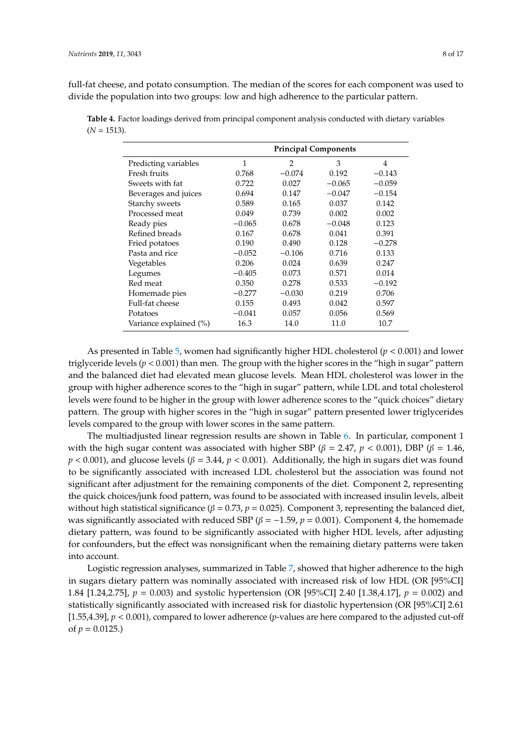full-fat cheese, and potato consumption. The median of the scores for each component was used to divide the population into two groups: low and high adherence to the particular pattern.

**Table 4.** Factor loadings derived from principal component analysis conducted with dietary variables ($N$ = 1513).

| | Principal Components | | | |
|---|---|---|---|---|
| Predicting variables | 1 | 2 | 3 | 4 |
| Fresh fruits | 0.768 | −0.074 | 0.192 | −0.143 |
| Sweets with fat | 0.722 | 0.027 | −0.065 | −0.059 |
| Beverages and juices | 0.694 | 0.147 | −0.047 | −0.154 |
| Starchy sweets | 0.589 | 0.165 | 0.037 | 0.142 |
| Processed meat | 0.049 | 0.739 | 0.002 | 0.002 |
| Ready pies | −0.065 | 0.678 | −0.048 | 0.123 |
| Refined breads | 0.167 | 0.678 | 0.041 | 0.391 |
| Fried potatoes | 0.190 | 0.490 | 0.128 | −0.278 |
| Pasta and rice | −0.052 | −0.106 | 0.716 | 0.133 |
| Vegetables | 0.206 | 0.024 | 0.639 | 0.247 |
| Legumes | −0.405 | 0.073 | 0.571 | 0.014 |
| Red meat | 0.350 | 0.278 | 0.533 | −0.192 |
| Homemade pies | −0.277 | −0.030 | 0.219 | 0.706 |
| Full-fat cheese | 0.155 | 0.493 | 0.042 | 0.597 |
| Potatoes | −0.041 | 0.057 | 0.056 | 0.569 |
| Variance explained (%) | 16.3 | 14.0 | 11.0 | 10.7 |

As presented in Table 5, women had significantly higher HDL cholesterol ($p < 0.001$) and lower triglyceride levels ($p < 0.001$) than men. The group with the higher scores in the "high in sugar" pattern and the balanced diet had elevated mean glucose levels. Mean HDL cholesterol was lower in the group with higher adherence scores to the "high in sugar" pattern, while LDL and total cholesterol levels were found to be higher in the group with lower adherence scores to the "quick choices" dietary pattern. The group with higher scores in the "high in sugar" pattern presented lower triglycerides levels compared to the group with lower scores in the same pattern.

The multiadjusted linear regression results are shown in Table 6. In particular, component 1 with the high sugar content was associated with higher SBP ($\beta = 2.47$, $p < 0.001$), DBP ($\beta = 1.46$, $p < 0.001$), and glucose levels ($\beta = 3.44$, $p < 0.001$). Additionally, the high in sugars diet was found to be significantly associated with increased LDL cholesterol but the association was found not significant after adjustment for the remaining components of the diet. Component 2, representing the quick choices/junk food pattern, was found to be associated with increased insulin levels, albeit without high statistical significance ($\beta = 0.73$, $p = 0.025$). Component 3, representing the balanced diet, was significantly associated with reduced SBP ($\beta = -1.59$, $p = 0.001$). Component 4, the homemade dietary pattern, was found to be significantly associated with higher HDL levels, after adjusting for confounders, but the effect was nonsignificant when the remaining dietary patterns were taken into account.

Logistic regression analyses, summarized in Table 7, showed that higher adherence to the high in sugars dietary pattern was nominally associated with increased risk of low HDL (OR [95%CI] 1.84 [1.24,2.75], $p = 0.003$) and systolic hypertension (OR [95%CI] 2.40 [1.38,4.17], $p = 0.002$) and statistically significantly associated with increased risk for diastolic hypertension (OR [95%CI] 2.61 [1.55,4.39], $p < 0.001$), compared to lower adherence ($p$-values are here compared to the adjusted cut-off of $p = 0.0125$.)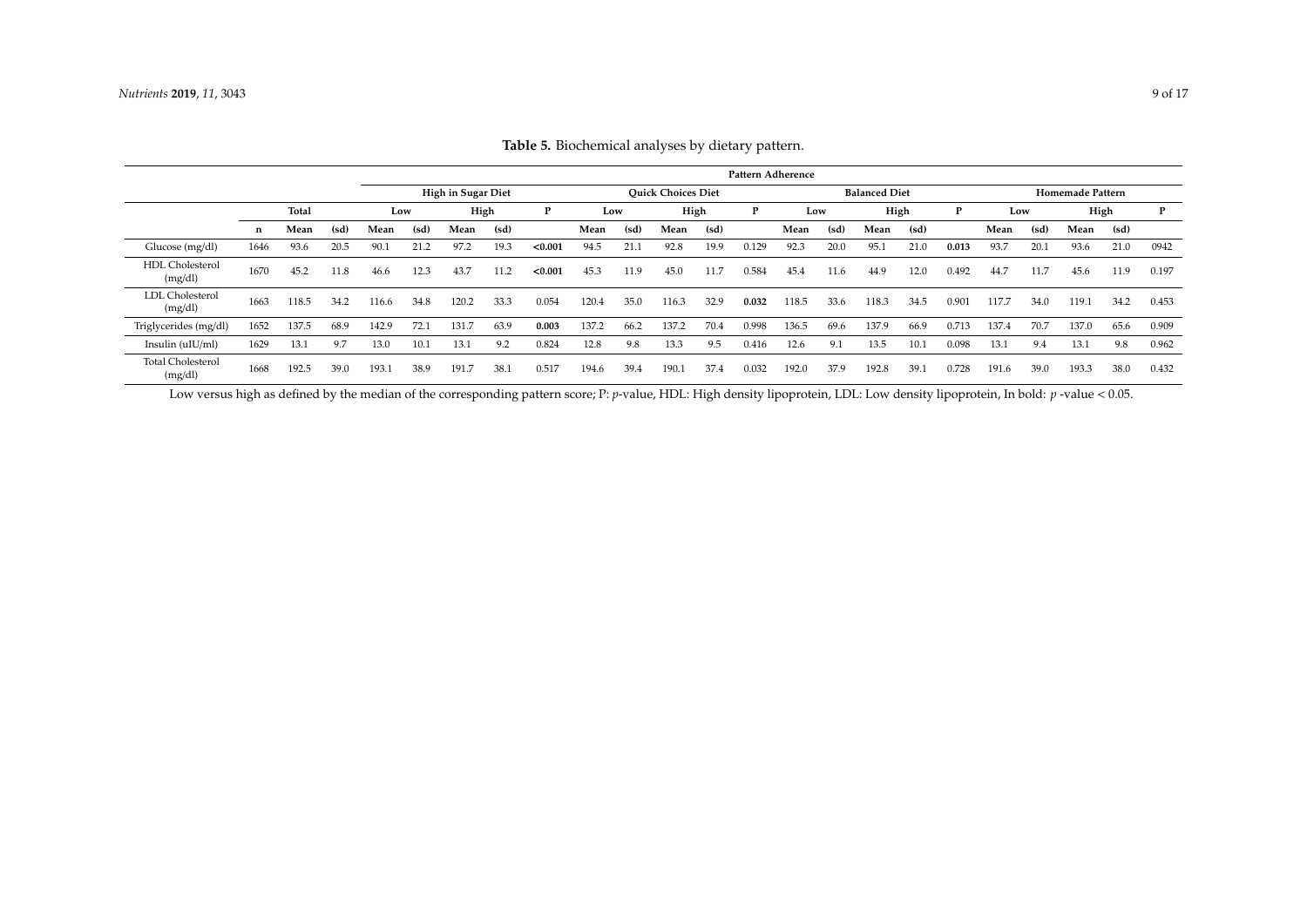**Table 5.** Biochemical analyses by dietary pattern.

| | | | | Pattern Adherence | | | | | | | | | | | | | | | | | | | | | | |
|---|---|---|---|---|---|---|---|---|---|---|---|---|---|---|---|---|---|---|---|---|---|---|---|---|---|---|
| | | | | High in Sugar Diet | | | | | Quick Choices Diet | | | | | Balanced Diet | | | | | Homemade Pattern | | | | | | | |
| | | Total | | Low | | High | | P | Low | | High | | P | Low | | High | | P | Low | | High | | P | | | |
| | n | Mean | (sd) | Mean | (sd) | Mean | (sd) | | Mean | (sd) | Mean | (sd) | | Mean | (sd) | Mean | (sd) | | Mean | (sd) | Mean | (sd) | | | | |
| Glucose (mg/dl) | 1646 | 93.6 | 20.5 | 90.1 | 21.2 | 97.2 | 19.3 | **<0.001** | 94.5 | 21.1 | 92.8 | 19.9 | 0.129 | 92.3 | 20.0 | 95.1 | 21.0 | **0.013** | 93.7 | 20.1 | 93.6 | 21.0 | 0942 | | | |
| HDL Cholesterol (mg/dl) | 1670 | 45.2 | 11.8 | 46.6 | 12.3 | 43.7 | 11.2 | **<0.001** | 45.3 | 11.9 | 45.0 | 11.7 | 0.584 | 45.4 | 11.6 | 44.9 | 12.0 | 0.492 | 44.7 | 11.7 | 45.6 | 11.9 | 0.197 | | | |
| LDL Cholesterol (mg/dl) | 1663 | 118.5 | 34.2 | 116.6 | 34.8 | 120.2 | 33.3 | 0.054 | 120.4 | 35.0 | 116.3 | 32.9 | **0.032** | 118.5 | 33.6 | 118.3 | 34.5 | 0.901 | 117.7 | 34.0 | 119.1 | 34.2 | 0.453 | | | |
| Triglycerides (mg/dl) | 1652 | 137.5 | 68.9 | 142.9 | 72.1 | 131.7 | 63.9 | **0.003** | 137.2 | 66.2 | 137.2 | 70.4 | 0.998 | 136.5 | 69.6 | 137.9 | 66.9 | 0.713 | 137.4 | 70.7 | 137.0 | 65.6 | 0.909 | | | |
| Insulin (uIU/ml) | 1629 | 13.1 | 9.7 | 13.0 | 10.1 | 13.1 | 9.2 | 0.824 | 12.8 | 9.8 | 13.3 | 9.5 | 0.416 | 12.6 | 9.1 | 13.5 | 10.1 | 0.098 | 13.1 | 9.4 | 13.1 | 9.8 | 0.962 | | | |
| Total Cholesterol (mg/dl) | 1668 | 192.5 | 39.0 | 193.1 | 38.9 | 191.7 | 38.1 | 0.517 | 194.6 | 39.4 | 190.1 | 37.4 | 0.032 | 192.0 | 37.9 | 192.8 | 39.1 | 0.728 | 191.6 | 39.0 | 193.3 | 38.0 | 0.432 | | | |

Low versus high as defined by the median of the corresponding pattern score; P: $p$-value, HDL: High density lipoprotein, LDL: Low density lipoprotein, In bold: $p$ -value < 0.05.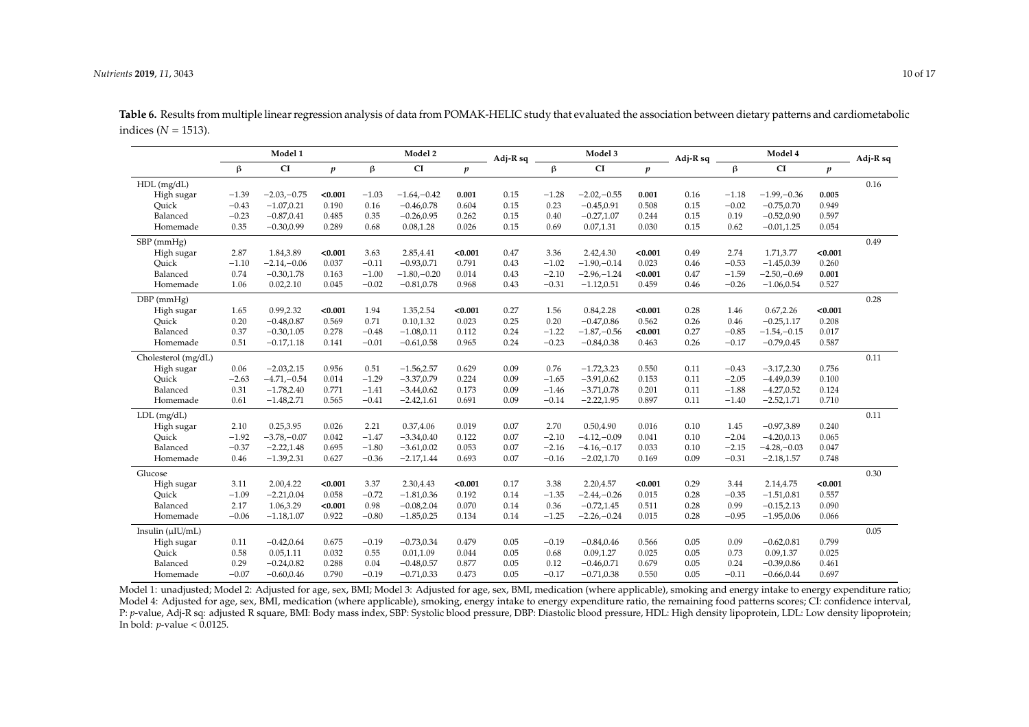**Table 6.** Results from multiple linear regression analysis of data from POMAK-HELIC study that evaluated the association between dietary patterns and cardiometabolic indices ($N$ = 1513).

| | Model 1 | | | Model 2 | | | Adj-R sq | Model 3 | | | Adj-R sq | Model 4 | | | Adj-R sq |
|---|---|---|---|---|---|---|---|---|---|---|---|---|---|---|---|
| | β | CI | *p* | β | CI | *p* | | β | CI | *p* | | β | CI | *p* | |
| HDL (mg/dL) | | | | | | | | | | | | | | | 0.16 |
| High sugar | −1.39 | −2.03,−0.75 | **<0.001** | −1.03 | −1.64,−0.42 | **0.001** | 0.15 | −1.28 | −2.02,−0.55 | **0.001** | 0.16 | −1.18 | −1.99,−0.36 | **0.005** | |
| Quick | −0.43 | −1.07,0.21 | 0.190 | 0.16 | −0.46,0.78 | 0.604 | 0.15 | 0.23 | −0.45,0.91 | 0.508 | 0.15 | −0.02 | −0.75,0.70 | 0.949 | |
| Balanced | −0.23 | −0.87,0.41 | 0.485 | 0.35 | −0.26,0.95 | 0.262 | 0.15 | 0.40 | −0.27,1.07 | 0.244 | 0.15 | 0.19 | −0.52,0.90 | 0.597 | |
| Homemade | 0.35 | −0.30,0.99 | 0.289 | 0.68 | 0.08,1.28 | 0.026 | 0.15 | 0.69 | 0.07,1.31 | 0.030 | 0.15 | 0.62 | −0.01,1.25 | 0.054 | |
| SBP (mmHg) | | | | | | | | | | | | | | | 0.49 |
| High sugar | 2.87 | 1.84,3.89 | **<0.001** | 3.63 | 2.85,4.41 | **<0.001** | 0.47 | 3.36 | 2.42,4.30 | **<0.001** | 0.49 | 2.74 | 1.71,3.77 | **<0.001** | |
| Quick | −1.10 | −2.14,−0.06 | 0.037 | −0.11 | −0.93,0.71 | 0.791 | 0.43 | −1.02 | −1.90,−0.14 | 0.023 | 0.46 | −0.53 | −1.45,0.39 | 0.260 | |
| Balanced | 0.74 | −0.30,1.78 | 0.163 | −1.00 | −1.80,−0.20 | 0.014 | 0.43 | −2.10 | −2.96,−1.24 | **<0.001** | 0.47 | −1.59 | −2.50,−0.69 | **0.001** | |
| Homemade | 1.06 | 0.02,2.10 | 0.045 | −0.02 | −0.81,0.78 | 0.968 | 0.43 | −0.31 | −1.12,0.51 | 0.459 | 0.46 | −0.26 | −1.06,0.54 | 0.527 | |
| DBP (mmHg) | | | | | | | | | | | | | | | 0.28 |
| High sugar | 1.65 | 0.99,2.32 | **<0.001** | 1.94 | 1.35,2.54 | **<0.001** | 0.27 | 1.56 | 0.84,2.28 | **<0.001** | 0.28 | 1.46 | 0.67,2.26 | **<0.001** | |
| Quick | 0.20 | −0.48,0.87 | 0.569 | 0.71 | 0.10,1.32 | 0.023 | 0.25 | 0.20 | −0.47,0.86 | 0.562 | 0.26 | 0.46 | −0.25,1.17 | 0.208 | |
| Balanced | 0.37 | −0.30,1.05 | 0.278 | −0.48 | −1.08,0.11 | 0.112 | 0.24 | −1.22 | −1.87,−0.56 | **<0.001** | 0.27 | −0.85 | −1.54,−0.15 | 0.017 | |
| Homemade | 0.51 | −0.17,1.18 | 0.141 | −0.01 | −0.61,0.58 | 0.965 | 0.24 | −0.23 | −0.84,0.38 | 0.463 | 0.26 | −0.17 | −0.79,0.45 | 0.587 | |
| Cholesterol (mg/dL) | | | | | | | | | | | | | | | 0.11 |
| High sugar | 0.06 | −2.03,2.15 | 0.956 | 0.51 | −1.56,2.57 | 0.629 | 0.09 | 0.76 | −1.72,3.23 | 0.550 | 0.11 | −0.43 | −3.17,2.30 | 0.756 | |
| Quick | −2.63 | −4.71,−0.54 | 0.014 | −1.29 | −3.37,0.79 | 0.224 | 0.09 | −1.65 | −3.91,0.62 | 0.153 | 0.11 | −2.05 | −4.49,0.39 | 0.100 | |
| Balanced | 0.31 | −1.78,2.40 | 0.771 | −1.41 | −3.44,0.62 | 0.173 | 0.09 | −1.46 | −3.71,0.78 | 0.201 | 0.11 | −1.88 | −4.27,0.52 | 0.124 | |
| Homemade | 0.61 | −1.48,2.71 | 0.565 | −0.41 | −2.42,1.61 | 0.691 | 0.09 | −0.14 | −2.22,1.95 | 0.897 | 0.11 | −1.40 | −2.52,1.71 | 0.710 | |
| LDL (mg/dL) | | | | | | | | | | | | | | | 0.11 |
| High sugar | 2.10 | 0.25,3.95 | 0.026 | 2.21 | 0.37,4.06 | 0.019 | 0.07 | 2.70 | 0.50,4.90 | 0.016 | 0.10 | 1.45 | −0.97,3.89 | 0.240 | |
| Quick | −1.92 | −3.78,−0.07 | 0.042 | −1.47 | −3.34,0.40 | 0.122 | 0.07 | −2.10 | −4.12,−0.09 | 0.041 | 0.10 | −2.04 | −4.20,0.13 | 0.065 | |
| Balanced | −0.37 | −2.22,1.48 | 0.695 | −1.80 | −3.61,0.02 | 0.053 | 0.07 | −2.16 | −4.16,−0.17 | 0.033 | 0.10 | −2.15 | −4.28,−0.03 | 0.047 | |
| Homemade | 0.46 | −1.39,2.31 | 0.627 | −0.36 | −2.17,1.44 | 0.693 | 0.07 | −0.16 | −2.02,1.70 | 0.169 | 0.09 | −0.31 | −2.18,1.57 | 0.748 | |
| Glucose | | | | | | | | | | | | | | | 0.30 |
| High sugar | 3.11 | 2.00,4.22 | **<0.001** | 3.37 | 2.30,4.43 | **<0.001** | 0.17 | 3.38 | 2.20,4.57 | **<0.001** | 0.29 | 3.44 | 2.14,4.75 | **<0.001** | |
| Quick | −1.09 | −2.21,0.04 | 0.058 | −0.72 | −1.81,0.36 | 0.192 | 0.14 | −1.35 | −2.44,−0.26 | 0.015 | 0.28 | −0.35 | −1.51,0.81 | 0.557 | |
| Balanced | 2.17 | 1.06,3.29 | **<0.001** | 0.98 | −0.08,2.04 | 0.070 | 0.14 | 0.36 | −0.72,1.45 | 0.511 | 0.28 | 0.99 | −0.15,2.13 | 0.090 | |
| Homemade | −0.06 | −1.18,1.07 | 0.922 | −0.80 | −1.85,0.25 | 0.134 | 0.14 | −1.25 | −2.26,−0.24 | 0.015 | 0.28 | −0.95 | −1.95,0.06 | 0.066 | |
| Insulin (μIU/mL) | | | | | | | | | | | | | | | 0.05 |
| High sugar | 0.11 | −0.42,0.64 | 0.675 | −0.19 | −0.73,0.34 | 0.479 | 0.05 | −0.19 | −0.84,0.46 | 0.566 | 0.05 | 0.09 | −0.62,0.81 | 0.799 | |
| Quick | 0.58 | 0.05,1.11 | 0.032 | 0.55 | 0.01,1.09 | 0.044 | 0.05 | 0.68 | 0.09,1.27 | 0.025 | 0.05 | 0.73 | 0.09,1.37 | 0.025 | |
| Balanced | 0.29 | −0.24,0.82 | 0.288 | 0.04 | −0.48,0.57 | 0.877 | 0.05 | 0.12 | −0.46,0.71 | 0.679 | 0.05 | 0.24 | −0.39,0.86 | 0.461 | |
| Homemade | −0.07 | −0.60,0.46 | 0.790 | −0.19 | −0.71,0.33 | 0.473 | 0.05 | −0.17 | −0.71,0.38 | 0.550 | 0.05 | −0.11 | −0.66,0.44 | 0.697 | |

Model 1: unadjusted; Model 2: Adjusted for age, sex, BMI; Model 3: Adjusted for age, sex, BMI, medication (where applicable), smoking and energy intake to energy expenditure ratio; Model 4: Adjusted for age, sex, BMI, medication (where applicable), smoking, energy intake to energy expenditure ratio, the remaining food patterns scores; CI: confidence interval, P: *p*-value, Adj-R sq: adjusted R square, BMI: Body mass index, SBP: Systolic blood pressure, DBP: Diastolic blood pressure, HDL: High density lipoprotein, LDL: Low density lipoprotein; In bold: *p*-value < 0.0125.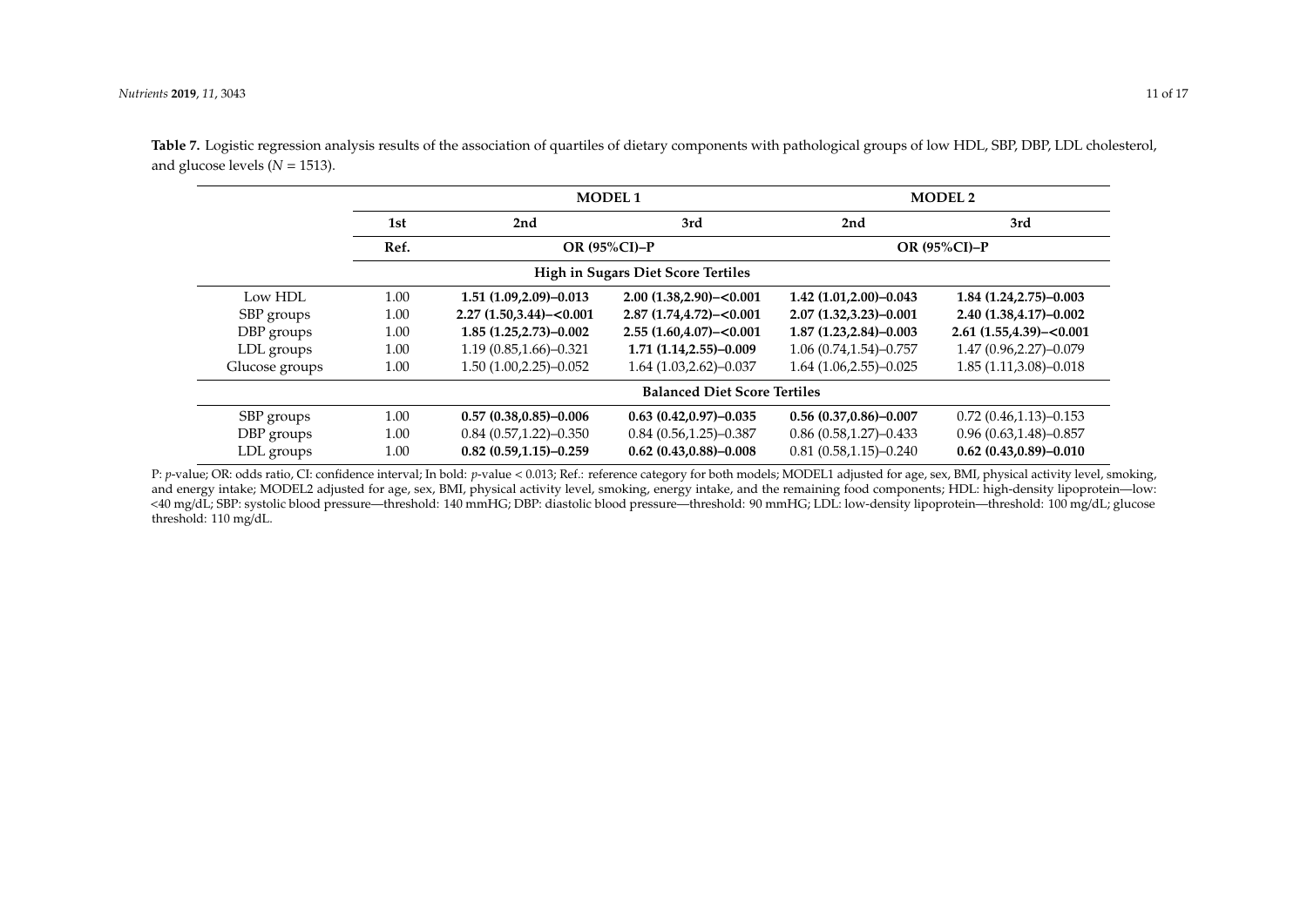**Table 7.** Logistic regression analysis results of the association of quartiles of dietary components with pathological groups of low HDL, SBP, DBP, LDL cholesterol, and glucose levels ($N$ = 1513).

| | | MODEL 1 | | MODEL 2 | |
|---|---|---|---|---|---|
| | 1st | 2nd | 3rd | 2nd | 3rd |
| | Ref. | OR (95%CI)–P | | OR (95%CI)–P | |
| | | **High in Sugars Diet Score Tertiles** | | | |
| Low HDL | 1.00 | **1.51 (1.09,2.09)–0.013** | **2.00 (1.38,2.90)–<0.001** | **1.42 (1.01,2.00)–0.043** | **1.84 (1.24,2.75)–0.003** |
| SBP groups | 1.00 | **2.27 (1.50,3.44)–<0.001** | **2.87 (1.74,4.72)–<0.001** | **2.07 (1.32,3.23)–0.001** | **2.40 (1.38,4.17)–0.002** |
| DBP groups | 1.00 | **1.85 (1.25,2.73)–0.002** | **2.55 (1.60,4.07)–<0.001** | **1.87 (1.23,2.84)–0.003** | **2.61 (1.55,4.39)–<0.001** |
| LDL groups | 1.00 | 1.19 (0.85,1.66)–0.321 | **1.71 (1.14,2.55)–0.009** | 1.06 (0.74,1.54)–0.757 | 1.47 (0.96,2.27)–0.079 |
| Glucose groups | 1.00 | 1.50 (1.00,2.25)–0.052 | 1.64 (1.03,2.62)–0.037 | 1.64 (1.06,2.55)–0.025 | 1.85 (1.11,3.08)–0.018 |
| | | **Balanced Diet Score Tertiles** | | | |
| SBP groups | 1.00 | **0.57 (0.38,0.85)–0.006** | **0.63 (0.42,0.97)–0.035** | **0.56 (0.37,0.86)–0.007** | 0.72 (0.46,1.13)–0.153 |
| DBP groups | 1.00 | 0.84 (0.57,1.22)–0.350 | 0.84 (0.56,1.25)–0.387 | 0.86 (0.58,1.27)–0.433 | 0.96 (0.63,1.48)–0.857 |
| LDL groups | 1.00 | **0.82 (0.59,1.15)–0.259** | **0.62 (0.43,0.88)–0.008** | 0.81 (0.58,1.15)–0.240 | **0.62 (0.43,0.89)–0.010** |

P: $p$-value; OR: odds ratio, CI: confidence interval; In bold: $p$-value < 0.013; Ref.: reference category for both models; MODEL1 adjusted for age, sex, BMI, physical activity level, smoking, and energy intake; MODEL2 adjusted for age, sex, BMI, physical activity level, smoking, energy intake, and the remaining food components; HDL: high-density lipoprotein—low: <40 mg/dL; SBP: systolic blood pressure—threshold: 140 mmHG; DBP: diastolic blood pressure—threshold: 90 mmHG; LDL: low-density lipoprotein—threshold: 100 mg/dL; glucose threshold: 110 mg/dL.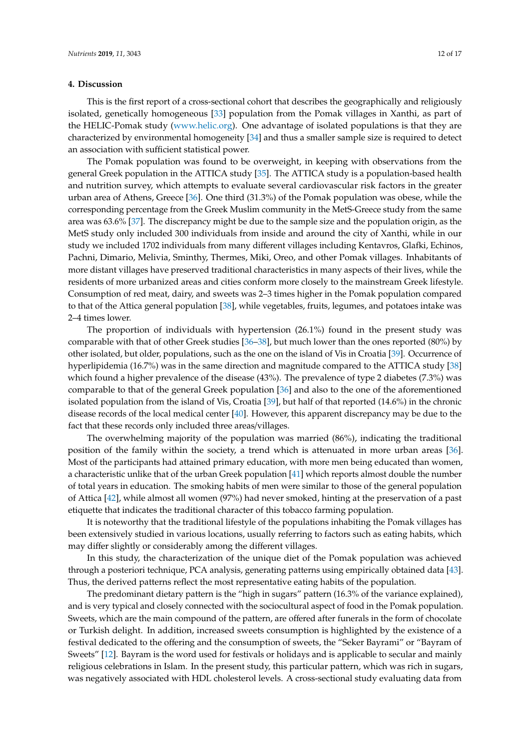## 4. Discussion

This is the first report of a cross-sectional cohort that describes the geographically and religiously isolated, genetically homogeneous [33] population from the Pomak villages in Xanthi, as part of the HELIC-Pomak study (www.helic.org). One advantage of isolated populations is that they are characterized by environmental homogeneity [34] and thus a smaller sample size is required to detect an association with sufficient statistical power.

The Pomak population was found to be overweight, in keeping with observations from the general Greek population in the ATTICA study [35]. The ATTICA study is a population-based health and nutrition survey, which attempts to evaluate several cardiovascular risk factors in the greater urban area of Athens, Greece [36]. One third (31.3%) of the Pomak population was obese, while the corresponding percentage from the Greek Muslim community in the MetS-Greece study from the same area was 63.6% [37]. The discrepancy might be due to the sample size and the population origin, as the MetS study only included 300 individuals from inside and around the city of Xanthi, while in our study we included 1702 individuals from many different villages including Kentavros, Glafki, Echinos, Pachni, Dimario, Melivia, Sminthy, Thermes, Miki, Oreo, and other Pomak villages. Inhabitants of more distant villages have preserved traditional characteristics in many aspects of their lives, while the residents of more urbanized areas and cities conform more closely to the mainstream Greek lifestyle. Consumption of red meat, dairy, and sweets was 2–3 times higher in the Pomak population compared to that of the Attica general population [38], while vegetables, fruits, legumes, and potatoes intake was 2–4 times lower.

The proportion of individuals with hypertension (26.1%) found in the present study was comparable with that of other Greek studies [36–38], but much lower than the ones reported (80%) by other isolated, but older, populations, such as the one on the island of Vis in Croatia [39]. Occurrence of hyperlipidemia (16.7%) was in the same direction and magnitude compared to the ATTICA study [38] which found a higher prevalence of the disease (43%). The prevalence of type 2 diabetes (7.3%) was comparable to that of the general Greek population [36] and also to the one of the aforementioned isolated population from the island of Vis, Croatia [39], but half of that reported (14.6%) in the chronic disease records of the local medical center [40]. However, this apparent discrepancy may be due to the fact that these records only included three areas/villages.

The overwhelming majority of the population was married (86%), indicating the traditional position of the family within the society, a trend which is attenuated in more urban areas [36]. Most of the participants had attained primary education, with more men being educated than women, a characteristic unlike that of the urban Greek population [41] which reports almost double the number of total years in education. The smoking habits of men were similar to those of the general population of Attica [42], while almost all women (97%) had never smoked, hinting at the preservation of a past etiquette that indicates the traditional character of this tobacco farming population.

It is noteworthy that the traditional lifestyle of the populations inhabiting the Pomak villages has been extensively studied in various locations, usually referring to factors such as eating habits, which may differ slightly or considerably among the different villages.

In this study, the characterization of the unique diet of the Pomak population was achieved through a posteriori technique, PCA analysis, generating patterns using empirically obtained data [43]. Thus, the derived patterns reflect the most representative eating habits of the population.

The predominant dietary pattern is the "high in sugars" pattern (16.3% of the variance explained), and is very typical and closely connected with the sociocultural aspect of food in the Pomak population. Sweets, which are the main compound of the pattern, are offered after funerals in the form of chocolate or Turkish delight. In addition, increased sweets consumption is highlighted by the existence of a festival dedicated to the offering and the consumption of sweets, the "Seker Bayrami" or "Bayram of Sweets" [12]. Bayram is the word used for festivals or holidays and is applicable to secular and mainly religious celebrations in Islam. In the present study, this particular pattern, which was rich in sugars, was negatively associated with HDL cholesterol levels. A cross-sectional study evaluating data from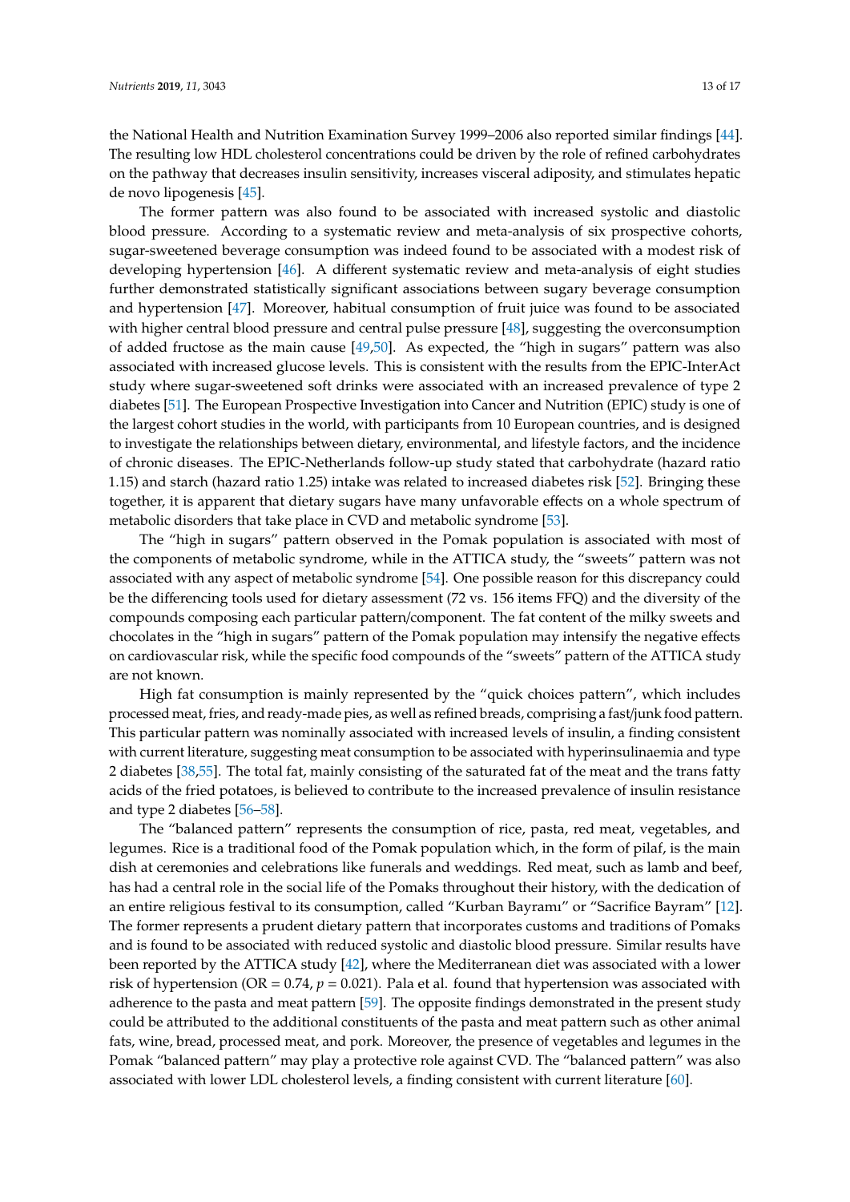the National Health and Nutrition Examination Survey 1999–2006 also reported similar findings [44]. The resulting low HDL cholesterol concentrations could be driven by the role of refined carbohydrates on the pathway that decreases insulin sensitivity, increases visceral adiposity, and stimulates hepatic de novo lipogenesis [45].

The former pattern was also found to be associated with increased systolic and diastolic blood pressure. According to a systematic review and meta-analysis of six prospective cohorts, sugar-sweetened beverage consumption was indeed found to be associated with a modest risk of developing hypertension [46]. A different systematic review and meta-analysis of eight studies further demonstrated statistically significant associations between sugary beverage consumption and hypertension [47]. Moreover, habitual consumption of fruit juice was found to be associated with higher central blood pressure and central pulse pressure [48], suggesting the overconsumption of added fructose as the main cause [49,50]. As expected, the "high in sugars" pattern was also associated with increased glucose levels. This is consistent with the results from the EPIC-InterAct study where sugar-sweetened soft drinks were associated with an increased prevalence of type 2 diabetes [51]. The European Prospective Investigation into Cancer and Nutrition (EPIC) study is one of the largest cohort studies in the world, with participants from 10 European countries, and is designed to investigate the relationships between dietary, environmental, and lifestyle factors, and the incidence of chronic diseases. The EPIC-Netherlands follow-up study stated that carbohydrate (hazard ratio 1.15) and starch (hazard ratio 1.25) intake was related to increased diabetes risk [52]. Bringing these together, it is apparent that dietary sugars have many unfavorable effects on a whole spectrum of metabolic disorders that take place in CVD and metabolic syndrome [53].

The "high in sugars" pattern observed in the Pomak population is associated with most of the components of metabolic syndrome, while in the ATTICA study, the "sweets" pattern was not associated with any aspect of metabolic syndrome [54]. One possible reason for this discrepancy could be the differencing tools used for dietary assessment (72 vs. 156 items FFQ) and the diversity of the compounds composing each particular pattern/component. The fat content of the milky sweets and chocolates in the "high in sugars" pattern of the Pomak population may intensify the negative effects on cardiovascular risk, while the specific food compounds of the "sweets" pattern of the ATTICA study are not known.

High fat consumption is mainly represented by the "quick choices pattern", which includes processed meat, fries, and ready-made pies, as well as refined breads, comprising a fast/junk food pattern. This particular pattern was nominally associated with increased levels of insulin, a finding consistent with current literature, suggesting meat consumption to be associated with hyperinsulinaemia and type 2 diabetes [38,55]. The total fat, mainly consisting of the saturated fat of the meat and the trans fatty acids of the fried potatoes, is believed to contribute to the increased prevalence of insulin resistance and type 2 diabetes [56–58].

The "balanced pattern" represents the consumption of rice, pasta, red meat, vegetables, and legumes. Rice is a traditional food of the Pomak population which, in the form of pilaf, is the main dish at ceremonies and celebrations like funerals and weddings. Red meat, such as lamb and beef, has had a central role in the social life of the Pomaks throughout their history, with the dedication of an entire religious festival to its consumption, called "Kurban Bayramı" or "Sacrifice Bayram" [12]. The former represents a prudent dietary pattern that incorporates customs and traditions of Pomaks and is found to be associated with reduced systolic and diastolic blood pressure. Similar results have been reported by the ATTICA study [42], where the Mediterranean diet was associated with a lower risk of hypertension (OR = 0.74, $p = 0.021$). Pala et al. found that hypertension was associated with adherence to the pasta and meat pattern [59]. The opposite findings demonstrated in the present study could be attributed to the additional constituents of the pasta and meat pattern such as other animal fats, wine, bread, processed meat, and pork. Moreover, the presence of vegetables and legumes in the Pomak "balanced pattern" may play a protective role against CVD. The "balanced pattern" was also associated with lower LDL cholesterol levels, a finding consistent with current literature [60].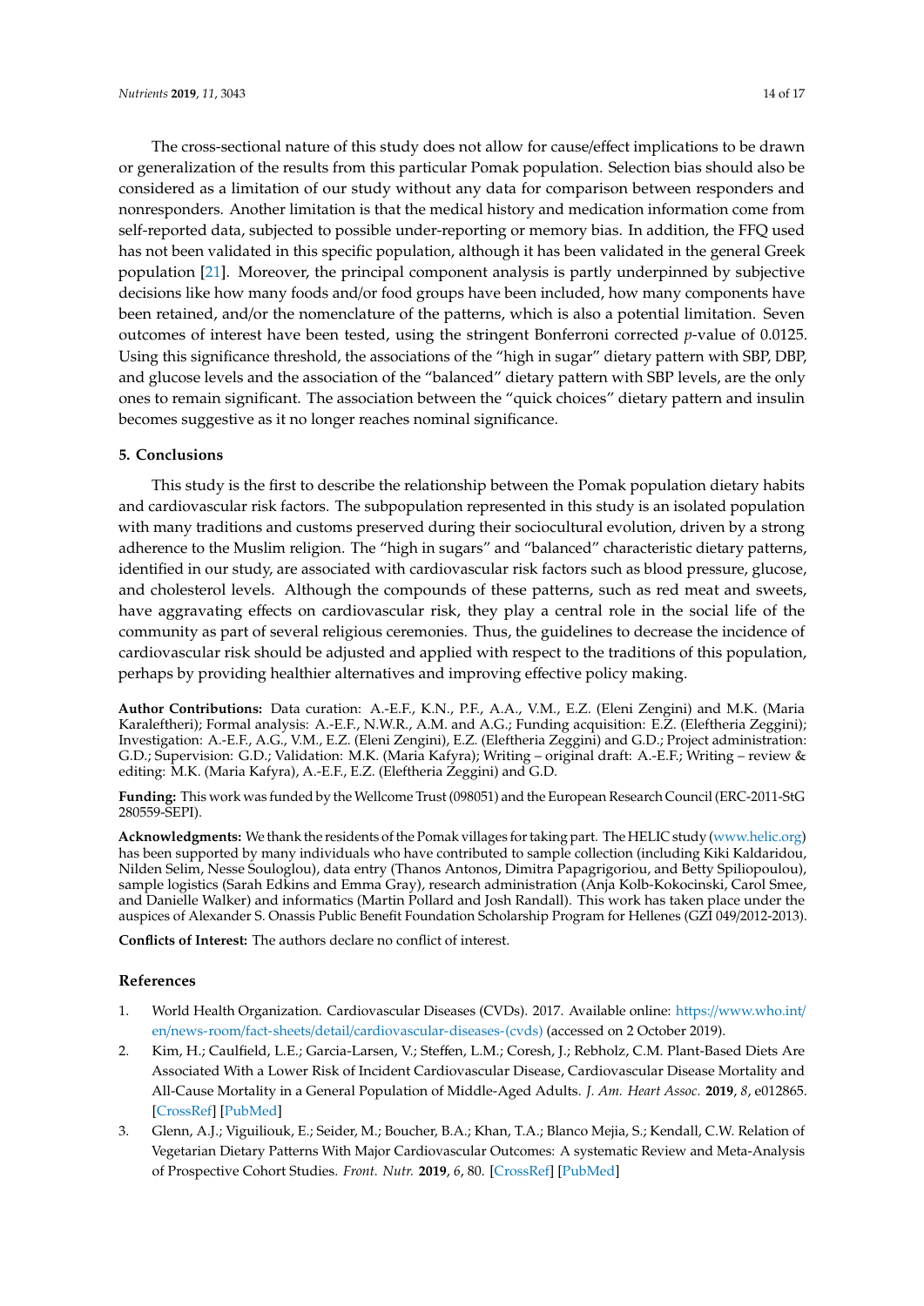The cross-sectional nature of this study does not allow for cause/effect implications to be drawn or generalization of the results from this particular Pomak population. Selection bias should also be considered as a limitation of our study without any data for comparison between responders and nonresponders. Another limitation is that the medical history and medication information come from self-reported data, subjected to possible under-reporting or memory bias. In addition, the FFQ used has not been validated in this specific population, although it has been validated in the general Greek population [21]. Moreover, the principal component analysis is partly underpinned by subjective decisions like how many foods and/or food groups have been included, how many components have been retained, and/or the nomenclature of the patterns, which is also a potential limitation. Seven outcomes of interest have been tested, using the stringent Bonferroni corrected *p*-value of 0.0125. Using this significance threshold, the associations of the "high in sugar" dietary pattern with SBP, DBP, and glucose levels and the association of the "balanced" dietary pattern with SBP levels, are the only ones to remain significant. The association between the "quick choices" dietary pattern and insulin becomes suggestive as it no longer reaches nominal significance.

## 5. Conclusions

This study is the first to describe the relationship between the Pomak population dietary habits and cardiovascular risk factors. The subpopulation represented in this study is an isolated population with many traditions and customs preserved during their sociocultural evolution, driven by a strong adherence to the Muslim religion. The "high in sugars" and "balanced" characteristic dietary patterns, identified in our study, are associated with cardiovascular risk factors such as blood pressure, glucose, and cholesterol levels. Although the compounds of these patterns, such as red meat and sweets, have aggravating effects on cardiovascular risk, they play a central role in the social life of the community as part of several religious ceremonies. Thus, the guidelines to decrease the incidence of cardiovascular risk should be adjusted and applied with respect to the traditions of this population, perhaps by providing healthier alternatives and improving effective policy making.

**Author Contributions:** Data curation: A.-E.F., K.N., P.F., A.A., V.M., E.Z. (Eleni Zengini) and M.K. (Maria Karaleftheri); Formal analysis: A.-E.F., N.W.R., A.M. and A.G.; Funding acquisition: E.Z. (Eleftheria Zeggini); Investigation: A.-E.F., A.G., V.M., E.Z. (Eleni Zengini), E.Z. (Eleftheria Zeggini) and G.D.; Project administration: G.D.; Supervision: G.D.; Validation: M.K. (Maria Kafyra); Writing – original draft: A.-E.F.; Writing – review & editing: M.K. (Maria Kafyra), A.-E.F., E.Z. (Eleftheria Zeggini) and G.D.

**Funding:** This work was funded by the Wellcome Trust (098051) and the European Research Council (ERC-2011-StG 280559-SEPI).

**Acknowledgments:** We thank the residents of the Pomak villages for taking part. The HELIC study (www.helic.org) has been supported by many individuals who have contributed to sample collection (including Kiki Kaldaridou, Nilden Selim, Nesse Souloglou), data entry (Thanos Antonos, Dimitra Papagrigoriou, and Betty Spiliopoulou), sample logistics (Sarah Edkins and Emma Gray), research administration (Anja Kolb-Kokocinski, Carol Smee, and Danielle Walker) and informatics (Martin Pollard and Josh Randall). This work has taken place under the auspices of Alexander S. Onassis Public Benefit Foundation Scholarship Program for Hellenes (GZI 049/2012-2013).

**Conflicts of Interest:** The authors declare no conflict of interest.

## References

1. World Health Organization. Cardiovascular Diseases (CVDs). 2017. Available online: https://www.who.int/en/news-room/fact-sheets/detail/cardiovascular-diseases-(cvds) (accessed on 2 October 2019).
2. Kim, H.; Caulfield, L.E.; Garcia-Larsen, V.; Steffen, L.M.; Coresh, J.; Rebholz, C.M. Plant-Based Diets Are Associated With a Lower Risk of Incident Cardiovascular Disease, Cardiovascular Disease Mortality and All-Cause Mortality in a General Population of Middle-Aged Adults. *J. Am. Heart Assoc.* **2019**, *8*, e012865. [CrossRef] [PubMed]
3. Glenn, A.J.; Viguiliouk, E.; Seider, M.; Boucher, B.A.; Khan, T.A.; Blanco Mejia, S.; Kendall, C.W. Relation of Vegetarian Dietary Patterns With Major Cardiovascular Outcomes: A systematic Review and Meta-Analysis of Prospective Cohort Studies. *Front. Nutr.* **2019**, *6*, 80. [CrossRef] [PubMed]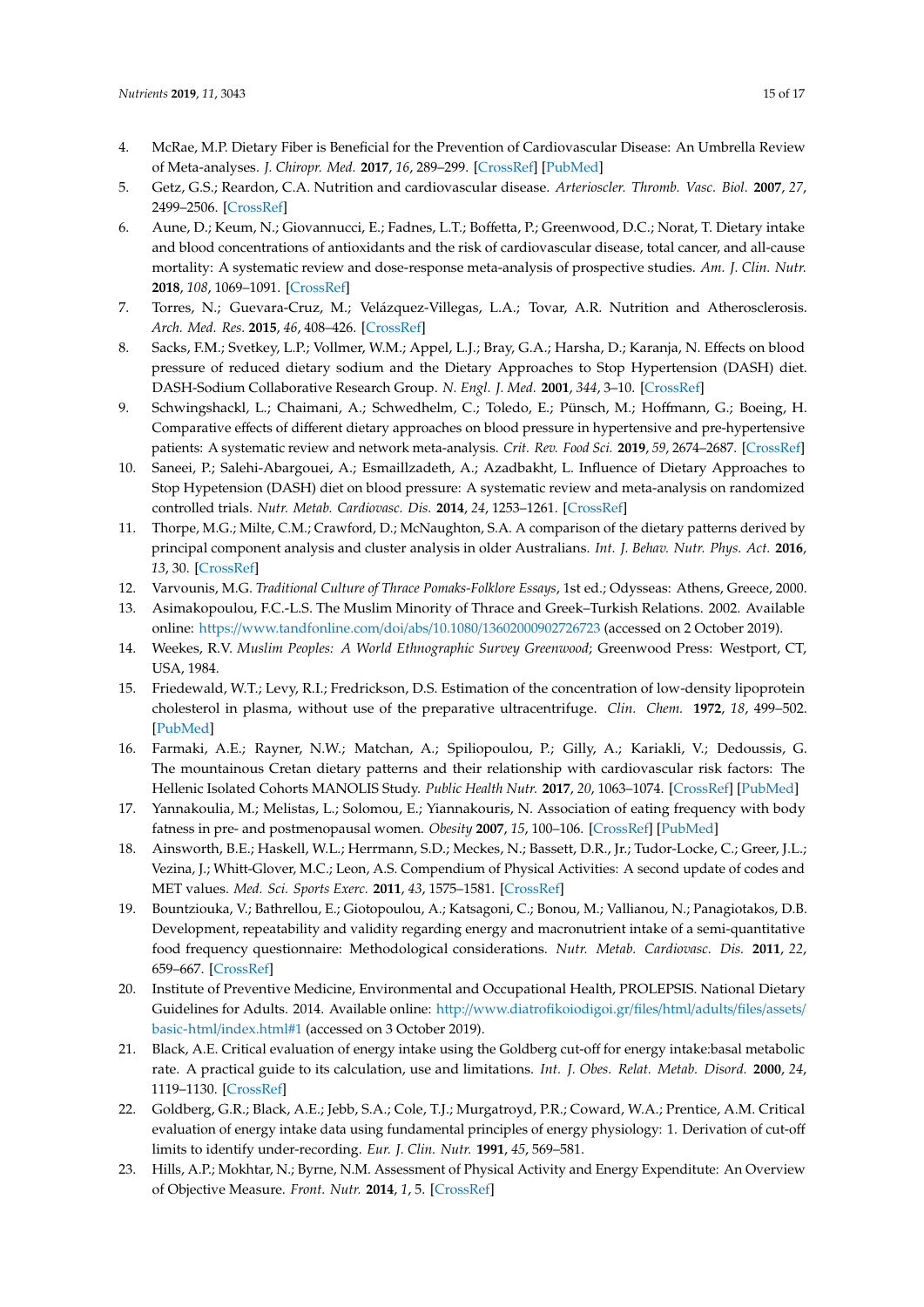4. McRae, M.P. Dietary Fiber is Beneficial for the Prevention of Cardiovascular Disease: An Umbrella Review of Meta-analyses. *J. Chiropr. Med.* **2017**, *16*, 289–299. [CrossRef] [PubMed]
5. Getz, G.S.; Reardon, C.A. Nutrition and cardiovascular disease. *Arterioscler. Thromb. Vasc. Biol.* **2007**, *27*, 2499–2506. [CrossRef]
6. Aune, D.; Keum, N.; Giovannucci, E.; Fadnes, L.T.; Boffetta, P.; Greenwood, D.C.; Norat, T. Dietary intake and blood concentrations of antioxidants and the risk of cardiovascular disease, total cancer, and all-cause mortality: A systematic review and dose-response meta-analysis of prospective studies. *Am. J. Clin. Nutr.* **2018**, *108*, 1069–1091. [CrossRef]
7. Torres, N.; Guevara-Cruz, M.; Velázquez-Villegas, L.A.; Tovar, A.R. Nutrition and Atherosclerosis. *Arch. Med. Res.* **2015**, *46*, 408–426. [CrossRef]
8. Sacks, F.M.; Svetkey, L.P.; Vollmer, W.M.; Appel, L.J.; Bray, G.A.; Harsha, D.; Karanja, N. Effects on blood pressure of reduced dietary sodium and the Dietary Approaches to Stop Hypertension (DASH) diet. DASH-Sodium Collaborative Research Group. *N. Engl. J. Med.* **2001**, *344*, 3–10. [CrossRef]
9. Schwingshackl, L.; Chaimani, A.; Schwedhelm, C.; Toledo, E.; Pünsch, M.; Hoffmann, G.; Boeing, H. Comparative effects of different dietary approaches on blood pressure in hypertensive and pre-hypertensive patients: A systematic review and network meta-analysis. *Crit. Rev. Food Sci.* **2019**, *59*, 2674–2687. [CrossRef]
10. Saneei, P.; Salehi-Abargouei, A.; Esmaillzadeth, A.; Azadbakht, L. Influence of Dietary Approaches to Stop Hypetension (DASH) diet on blood pressure: A systematic review and meta-analysis on randomized controlled trials. *Nutr. Metab. Cardiovasc. Dis.* **2014**, *24*, 1253–1261. [CrossRef]
11. Thorpe, M.G.; Milte, C.M.; Crawford, D.; McNaughton, S.A. A comparison of the dietary patterns derived by principal component analysis and cluster analysis in older Australians. *Int. J. Behav. Nutr. Phys. Act.* **2016**, *13*, 30. [CrossRef]
12. Varvounis, M.G. *Traditional Culture of Thrace Pomaks-Folklore Essays*, 1st ed.; Odysseas: Athens, Greece, 2000.
13. Asimakopoulou, F.C.-L.S. The Muslim Minority of Thrace and Greek–Turkish Relations. 2002. Available online: https://www.tandfonline.com/doi/abs/10.1080/13602000902726723 (accessed on 2 October 2019).
14. Weekes, R.V. *Muslim Peoples: A World Ethnographic Survey Greenwood*; Greenwood Press: Westport, CT, USA, 1984.
15. Friedewald, W.T.; Levy, R.I.; Fredrickson, D.S. Estimation of the concentration of low-density lipoprotein cholesterol in plasma, without use of the preparative ultracentrifuge. *Clin. Chem.* **1972**, *18*, 499–502. [PubMed]
16. Farmaki, A.E.; Rayner, N.W.; Matchan, A.; Spiliopoulou, P.; Gilly, A.; Kariakli, V.; Dedoussis, G. The mountainous Cretan dietary patterns and their relationship with cardiovascular risk factors: The Hellenic Isolated Cohorts MANOLIS Study. *Public Health Nutr.* **2017**, *20*, 1063–1074. [CrossRef] [PubMed]
17. Yannakoulia, M.; Melistas, L.; Solomou, E.; Yiannakouris, N. Association of eating frequency with body fatness in pre- and postmenopausal women. *Obesity* **2007**, *15*, 100–106. [CrossRef] [PubMed]
18. Ainsworth, B.E.; Haskell, W.L.; Herrmann, S.D.; Meckes, N.; Bassett, D.R., Jr.; Tudor-Locke, C.; Greer, J.L.; Vezina, J.; Whitt-Glover, M.C.; Leon, A.S. Compendium of Physical Activities: A second update of codes and MET values. *Med. Sci. Sports Exerc.* **2011**, *43*, 1575–1581. [CrossRef]
19. Bountziouka, V.; Bathrellou, E.; Giotopoulou, A.; Katsagoni, C.; Bonou, M.; Vallianou, N.; Panagiotakos, D.B. Development, repeatability and validity regarding energy and macronutrient intake of a semi-quantitative food frequency questionnaire: Methodological considerations. *Nutr. Metab. Cardiovasc. Dis.* **2011**, *22*, 659–667. [CrossRef]
20. Institute of Preventive Medicine, Environmental and Occupational Health, PROLEPSIS. National Dietary Guidelines for Adults. 2014. Available online: http://www.diatrofikoiodigoi.gr/files/html/adults/files/assets/basic-html/index.html#1 (accessed on 3 October 2019).
21. Black, A.E. Critical evaluation of energy intake using the Goldberg cut-off for energy intake:basal metabolic rate. A practical guide to its calculation, use and limitations. *Int. J. Obes. Relat. Metab. Disord.* **2000**, *24*, 1119–1130. [CrossRef]
22. Goldberg, G.R.; Black, A.E.; Jebb, S.A.; Cole, T.J.; Murgatroyd, P.R.; Coward, W.A.; Prentice, A.M. Critical evaluation of energy intake data using fundamental principles of energy physiology: 1. Derivation of cut-off limits to identify under-recording. *Eur. J. Clin. Nutr.* **1991**, *45*, 569–581.
23. Hills, A.P.; Mokhtar, N.; Byrne, N.M. Assessment of Physical Activity and Energy Expenditute: An Overview of Objective Measure. *Front. Nutr.* **2014**, *1*, 5. [CrossRef]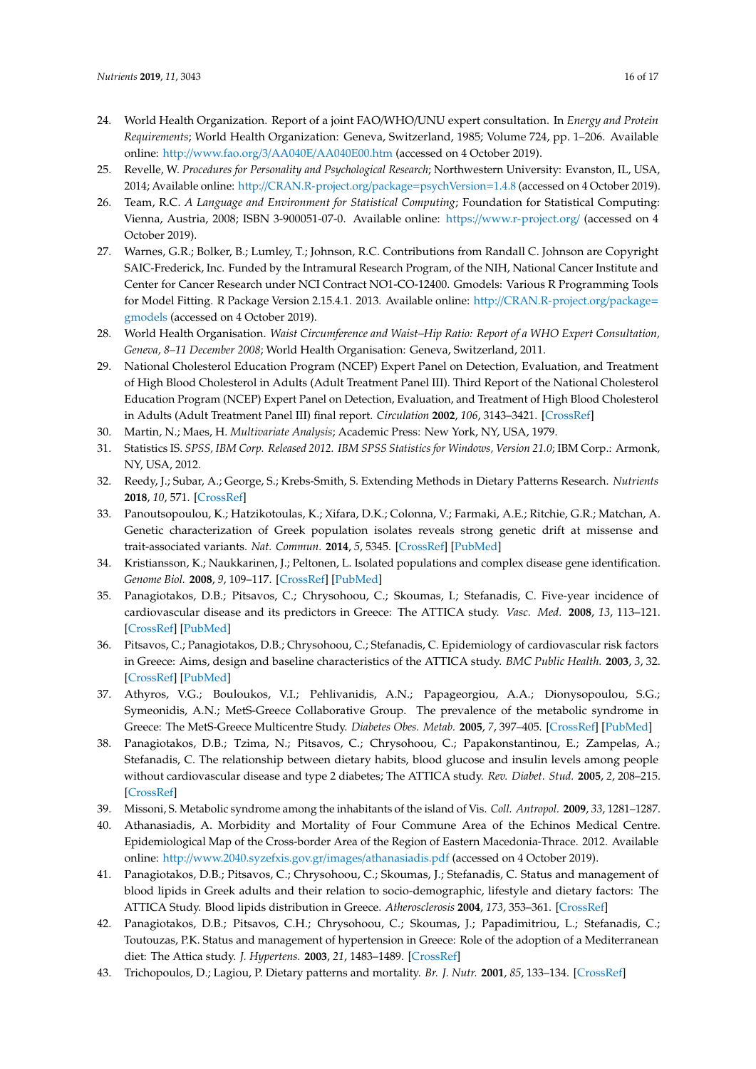24. World Health Organization. Report of a joint FAO/WHO/UNU expert consultation. In *Energy and Protein Requirements*; World Health Organization: Geneva, Switzerland, 1985; Volume 724, pp. 1–206. Available online: http://www.fao.org/3/AA040E/AA040E00.htm (accessed on 4 October 2019).
25. Revelle, W. *Procedures for Personality and Psychological Research*; Northwestern University: Evanston, IL, USA, 2014; Available online: http://CRAN.R-project.org/package=psychVersion=1.4.8 (accessed on 4 October 2019).
26. Team, R.C. *A Language and Environment for Statistical Computing*; Foundation for Statistical Computing: Vienna, Austria, 2008; ISBN 3-900051-07-0. Available online: https://www.r-project.org/ (accessed on 4 October 2019).
27. Warnes, G.R.; Bolker, B.; Lumley, T.; Johnson, R.C. Contributions from Randall C. Johnson are Copyright SAIC-Frederick, Inc. Funded by the Intramural Research Program, of the NIH, National Cancer Institute and Center for Cancer Research under NCI Contract NO1-CO-12400. Gmodels: Various R Programming Tools for Model Fitting. R Package Version 2.15.4.1. 2013. Available online: http://CRAN.R-project.org/package=gmodels (accessed on 4 October 2019).
28. World Health Organisation. *Waist Circumference and Waist–Hip Ratio: Report of a WHO Expert Consultation, Geneva, 8–11 December 2008*; World Health Organisation: Geneva, Switzerland, 2011.
29. National Cholesterol Education Program (NCEP) Expert Panel on Detection, Evaluation, and Treatment of High Blood Cholesterol in Adults (Adult Treatment Panel III). Third Report of the National Cholesterol Education Program (NCEP) Expert Panel on Detection, Evaluation, and Treatment of High Blood Cholesterol in Adults (Adult Treatment Panel III) final report. *Circulation* **2002**, *106*, 3143–3421. [CrossRef]
30. Martin, N.; Maes, H. *Multivariate Analysis*; Academic Press: New York, NY, USA, 1979.
31. Statistics IS. *SPSS, IBM Corp. Released 2012. IBM SPSS Statistics for Windows, Version 21.0*; IBM Corp.: Armonk, NY, USA, 2012.
32. Reedy, J.; Subar, A.; George, S.; Krebs-Smith, S. Extending Methods in Dietary Patterns Research. *Nutrients* **2018**, *10*, 571. [CrossRef]
33. Panoutsopoulou, K.; Hatzikotoulas, K.; Xifara, D.K.; Colonna, V.; Farmaki, A.E.; Ritchie, G.R.; Matchan, A. Genetic characterization of Greek population isolates reveals strong genetic drift at missense and trait-associated variants. *Nat. Commun.* **2014**, *5*, 5345. [CrossRef] [PubMed]
34. Kristiansson, K.; Naukkarinen, J.; Peltonen, L. Isolated populations and complex disease gene identification. *Genome Biol.* **2008**, *9*, 109–117. [CrossRef] [PubMed]
35. Panagiotakos, D.B.; Pitsavos, C.; Chrysohoou, C.; Skoumas, I.; Stefanadis, C. Five-year incidence of cardiovascular disease and its predictors in Greece: The ATTICA study. *Vasc. Med.* **2008**, *13*, 113–121. [CrossRef] [PubMed]
36. Pitsavos, C.; Panagiotakos, D.B.; Chrysohoou, C.; Stefanadis, C. Epidemiology of cardiovascular risk factors in Greece: Aims, design and baseline characteristics of the ATTICA study. *BMC Public Health.* **2003**, *3*, 32. [CrossRef] [PubMed]
37. Athyros, V.G.; Bouloukos, V.I.; Pehlivanidis, A.N.; Papageorgiou, A.A.; Dionysopoulou, S.G.; Symeonidis, A.N.; MetS-Greece Collaborative Group. The prevalence of the metabolic syndrome in Greece: The MetS-Greece Multicentre Study. *Diabetes Obes. Metab.* **2005**, *7*, 397–405. [CrossRef] [PubMed]
38. Panagiotakos, D.B.; Tzima, N.; Pitsavos, C.; Chrysohoou, C.; Papakonstantinou, E.; Zampelas, A.; Stefanadis, C. The relationship between dietary habits, blood glucose and insulin levels among people without cardiovascular disease and type 2 diabetes; The ATTICA study. *Rev. Diabet. Stud.* **2005**, *2*, 208–215. [CrossRef]
39. Missoni, S. Metabolic syndrome among the inhabitants of the island of Vis. *Coll. Antropol.* **2009**, *33*, 1281–1287.
40. Athanasiadis, A. Morbidity and Mortality of Four Commune Area of the Echinos Medical Centre. Epidemiological Map of the Cross-border Area of the Region of Eastern Macedonia-Thrace. 2012. Available online: http://www.2040.syzefxis.gov.gr/images/athanasiadis.pdf (accessed on 4 October 2019).
41. Panagiotakos, D.B.; Pitsavos, C.; Chrysohoou, C.; Skoumas, J.; Stefanadis, C. Status and management of blood lipids in Greek adults and their relation to socio-demographic, lifestyle and dietary factors: The ATTICA Study. Blood lipids distribution in Greece. *Atherosclerosis* **2004**, *173*, 353–361. [CrossRef]
42. Panagiotakos, D.B.; Pitsavos, C.H.; Chrysohoou, C.; Skoumas, J.; Papadimitriou, L.; Stefanadis, C.; Toutouzas, P.K. Status and management of hypertension in Greece: Role of the adoption of a Mediterranean diet: The Attica study. *J. Hypertens.* **2003**, *21*, 1483–1489. [CrossRef]
43. Trichopoulos, D.; Lagiou, P. Dietary patterns and mortality. *Br. J. Nutr.* **2001**, *85*, 133–134. [CrossRef]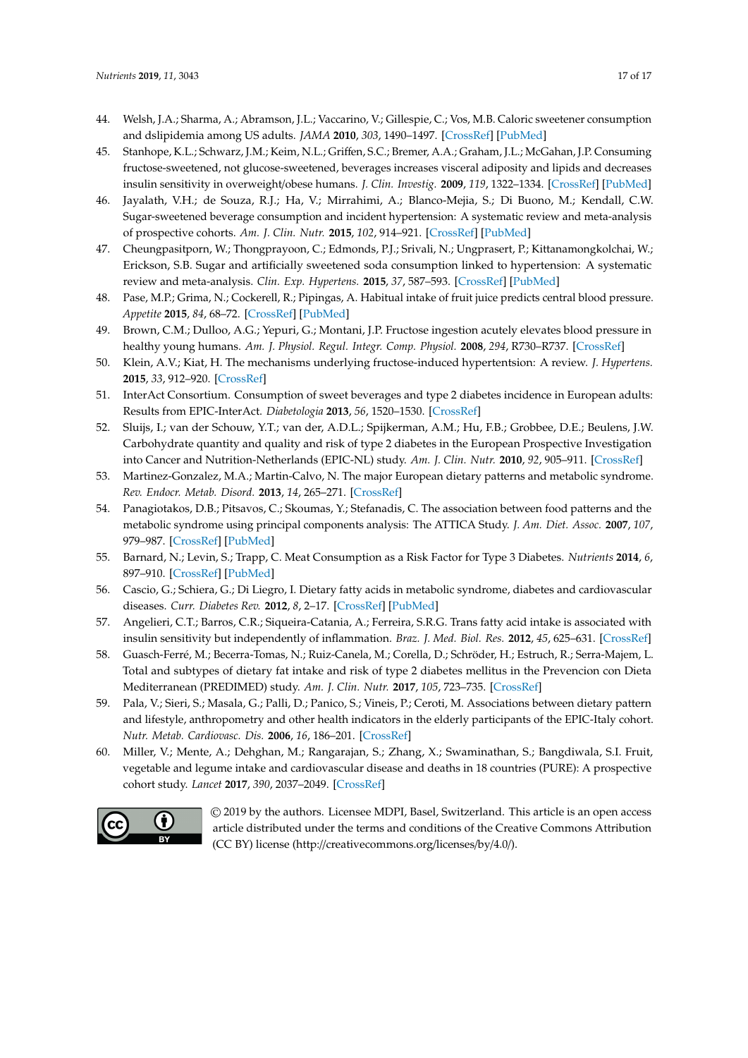44. Welsh, J.A.; Sharma, A.; Abramson, J.L.; Vaccarino, V.; Gillespie, C.; Vos, M.B. Caloric sweetener consumption and dslipidemia among US adults. *JAMA* **2010**, *303*, 1490–1497. [CrossRef] [PubMed]
45. Stanhope, K.L.; Schwarz, J.M.; Keim, N.L.; Griffen, S.C.; Bremer, A.A.; Graham, J.L.; McGahan, J.P. Consuming fructose-sweetened, not glucose-sweetened, beverages increases visceral adiposity and lipids and decreases insulin sensitivity in overweight/obese humans. *J. Clin. Investig.* **2009**, *119*, 1322–1334. [CrossRef] [PubMed]
46. Jayalath, V.H.; de Souza, R.J.; Ha, V.; Mirrahimi, A.; Blanco-Mejia, S.; Di Buono, M.; Kendall, C.W. Sugar-sweetened beverage consumption and incident hypertension: A systematic review and meta-analysis of prospective cohorts. *Am. J. Clin. Nutr.* **2015**, *102*, 914–921. [CrossRef] [PubMed]
47. Cheungpasitporn, W.; Thongprayoon, C.; Edmonds, P.J.; Srivali, N.; Ungprasert, P.; Kittanamongkolchai, W.; Erickson, S.B. Sugar and artificially sweetened soda consumption linked to hypertension: A systematic review and meta-analysis. *Clin. Exp. Hypertens.* **2015**, *37*, 587–593. [CrossRef] [PubMed]
48. Pase, M.P.; Grima, N.; Cockerell, R.; Pipingas, A. Habitual intake of fruit juice predicts central blood pressure. *Appetite* **2015**, *84*, 68–72. [CrossRef] [PubMed]
49. Brown, C.M.; Dulloo, A.G.; Yepuri, G.; Montani, J.P. Fructose ingestion acutely elevates blood pressure in healthy young humans. *Am. J. Physiol. Regul. Integr. Comp. Physiol.* **2008**, *294*, R730–R737. [CrossRef]
50. Klein, A.V.; Kiat, H. The mechanisms underlying fructose-induced hypertentsion: A review. *J. Hypertens.* **2015**, *33*, 912–920. [CrossRef]
51. InterAct Consortium. Consumption of sweet beverages and type 2 diabetes incidence in European adults: Results from EPIC-InterAct. *Diabetologia* **2013**, *56*, 1520–1530. [CrossRef]
52. Sluijs, I.; van der Schouw, Y.T.; van der, A.D.L.; Spijkerman, A.M.; Hu, F.B.; Grobbee, D.E.; Beulens, J.W. Carbohydrate quantity and quality and risk of type 2 diabetes in the European Prospective Investigation into Cancer and Nutrition-Netherlands (EPIC-NL) study. *Am. J. Clin. Nutr.* **2010**, *92*, 905–911. [CrossRef]
53. Martinez-Gonzalez, M.A.; Martin-Calvo, N. The major European dietary patterns and metabolic syndrome. *Rev. Endocr. Metab. Disord.* **2013**, *14*, 265–271. [CrossRef]
54. Panagiotakos, D.B.; Pitsavos, C.; Skoumas, Y.; Stefanadis, C. The association between food patterns and the metabolic syndrome using principal components analysis: The ATTICA Study. *J. Am. Diet. Assoc.* **2007**, *107*, 979–987. [CrossRef] [PubMed]
55. Barnard, N.; Levin, S.; Trapp, C. Meat Consumption as a Risk Factor for Type 3 Diabetes. *Nutrients* **2014**, *6*, 897–910. [CrossRef] [PubMed]
56. Cascio, G.; Schiera, G.; Di Liegro, I. Dietary fatty acids in metabolic syndrome, diabetes and cardiovascular diseases. *Curr. Diabetes Rev.* **2012**, *8*, 2–17. [CrossRef] [PubMed]
57. Angelieri, C.T.; Barros, C.R.; Siqueira-Catania, A.; Ferreira, S.R.G. Trans fatty acid intake is associated with insulin sensitivity but independently of inflammation. *Braz. J. Med. Biol. Res.* **2012**, *45*, 625–631. [CrossRef]
58. Guasch-Ferré, M.; Becerra-Tomas, N.; Ruiz-Canela, M.; Corella, D.; Schröder, H.; Estruch, R.; Serra-Majem, L. Total and subtypes of dietary fat intake and risk of type 2 diabetes mellitus in the Prevencion con Dieta Mediterranean (PREDIMED) study. *Am. J. Clin. Nutr.* **2017**, *105*, 723–735. [CrossRef]
59. Pala, V.; Sieri, S.; Masala, G.; Palli, D.; Panico, S.; Vineis, P.; Ceroti, M. Associations between dietary pattern and lifestyle, anthropometry and other health indicators in the elderly participants of the EPIC-Italy cohort. *Nutr. Metab. Cardiovasc. Dis.* **2006**, *16*, 186–201. [CrossRef]
60. Miller, V.; Mente, A.; Dehghan, M.; Rangarajan, S.; Zhang, X.; Swaminathan, S.; Bangdiwala, S.I. Fruit, vegetable and legume intake and cardiovascular disease and deaths in 18 countries (PURE): A prospective cohort study. *Lancet* **2017**, *390*, 2037–2049. [CrossRef]

© 2019 by the authors. Licensee MDPI, Basel, Switzerland. This article is an open access article distributed under the terms and conditions of the Creative Commons Attribution (CC BY) license (http://creativecommons.org/licenses/by/4.0/).